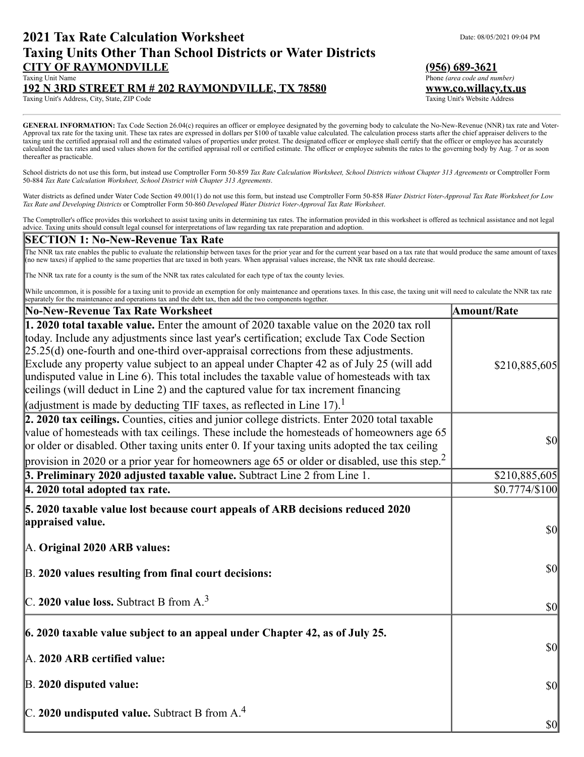# 2021 Tax Rate Calculation Worksheet

Date: 08/05/2021 09:04 PM

## Taxing Units Other Than School Districts or Water Districts

**CITY OF RAYMONDVILLE**
Taxing Unit Name

**192 N 3RD STREET RM # 202 RAYMONDVILLE, TX 78580**
Taxing Unit's Address, City, State, ZIP Code

**(956) 689-3621**
Phone *(area code and number)*

**www.co.willacy.tx.us**
Taxing Unit's Website Address

**GENERAL INFORMATION:** Tax Code Section 26.04(c) requires an officer or employee designated by the governing body to calculate the No-New-Revenue (NNR) tax rate and Voter-Approval tax rate for the taxing unit. These tax rates are expressed in dollars per $100 of taxable value calculated. The calculation process starts after the chief appraiser delivers to the taxing unit the certified appraisal roll and the estimated values of properties under protest. The designated officer or employee shall certify that the officer or employee has accurately calculated the tax rates and used values shown for the certified appraisal roll or certified estimate. The officer or employee submits the rates to the governing body by Aug. 7 or as soon thereafter as practicable.

School districts do not use this form, but instead use Comptroller Form 50-859 *Tax Rate Calculation Worksheet, School Districts without Chapter 313 Agreements* or Comptroller Form 50-884 *Tax Rate Calculation Worksheet, School District with Chapter 313 Agreements*.

Water districts as defined under Water Code Section 49.001(1) do not use this form, but instead use Comptroller Form 50-858 *Water District Voter-Approval Tax Rate Worksheet for Low Tax Rate and Developing Districts* or Comptroller Form 50-860 *Developed Water District Voter-Approval Tax Rate Worksheet*.

The Comptroller's office provides this worksheet to assist taxing units in determining tax rates. The information provided in this worksheet is offered as technical assistance and not legal advice. Taxing units should consult legal counsel for interpretations of law regarding tax rate preparation and adoption.

## SECTION 1: No-New-Revenue Tax Rate

The NNR tax rate enables the public to evaluate the relationship between taxes for the prior year and for the current year based on a tax rate that would produce the same amount of taxes (no new taxes) if applied to the same properties that are taxed in both years. When appraisal values increase, the NNR tax rate should decrease.

The NNR tax rate for a county is the sum of the NNR tax rates calculated for each type of tax the county levies.

While uncommon, it is possible for a taxing unit to provide an exemption for only maintenance and operations taxes. In this case, the taxing unit will need to calculate the NNR tax rate separately for the maintenance and operations tax and the debt tax, then add the two components together.

| No-New-Revenue Tax Rate Worksheet | Amount/Rate |
|---|---|
| **1. 2020 total taxable value.** Enter the amount of 2020 taxable value on the 2020 tax roll today. Include any adjustments since last year's certification; exclude Tax Code Section 25.25(d) one-fourth and one-third over-appraisal corrections from these adjustments. Exclude any property value subject to an appeal under Chapter 42 as of July 25 (will add undisputed value in Line 6). This total includes the taxable value of homesteads with tax ceilings (will deduct in Line 2) and the captured value for tax increment financing (adjustment is made by deducting TIF taxes, as reflected in Line 17).[1] | $210,885,605 |
| **2. 2020 tax ceilings.** Counties, cities and junior college districts. Enter 2020 total taxable value of homesteads with tax ceilings. These include the homesteads of homeowners age 65 or older or disabled. Other taxing units enter 0. If your taxing units adopted the tax ceiling provision in 2020 or a prior year for homeowners age 65 or older or disabled, use this step.[2] | $0 |
| **3. Preliminary 2020 adjusted taxable value.** Subtract Line 2 from Line 1. | $210,885,605 |
| **4. 2020 total adopted tax rate.** | $0.7774/$100 |
| **5. 2020 taxable value lost because court appeals of ARB decisions reduced 2020 appraised value.** | |
| A. **Original 2020 ARB values:** | $0 |
| B. **2020 values resulting from final court decisions:** | $0 |
| C. **2020 value loss.** Subtract B from A.[3] | $0 |
| **6. 2020 taxable value subject to an appeal under Chapter 42, as of July 25.** | |
| A. **2020 ARB certified value:** | $0 |
| B. **2020 disputed value:** | $0 |
| C. **2020 undisputed value.** Subtract B from A.[4] | $0 |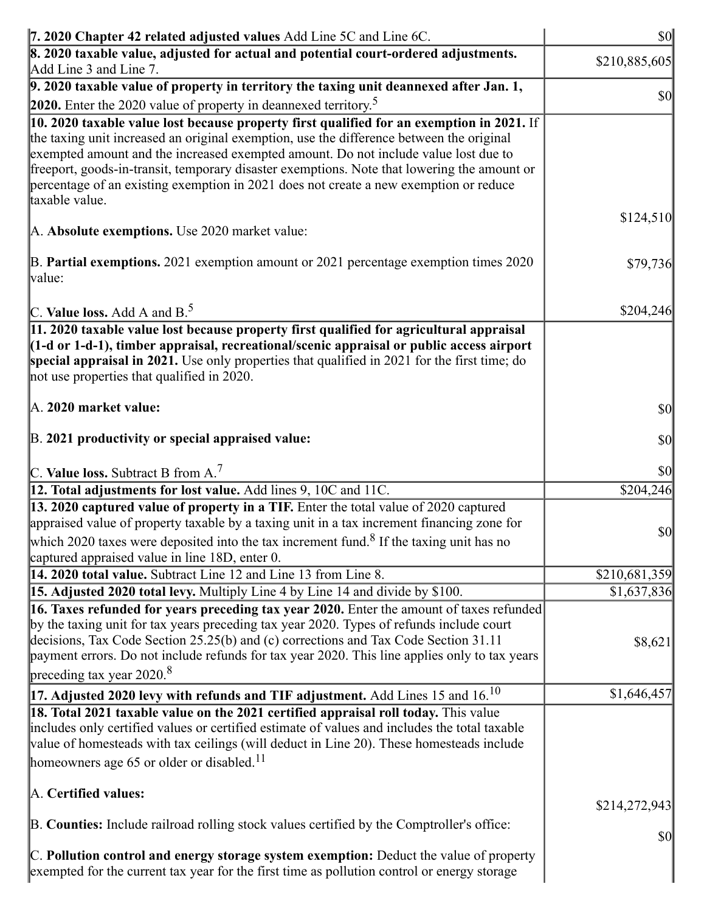| | |
|---|---|
| **7. 2020 Chapter 42 related adjusted values** Add Line 5C and Line 6C. | $0 |
| **8. 2020 taxable value, adjusted for actual and potential court-ordered adjustments.** Add Line 3 and Line 7. | $210,885,605 |
| **9. 2020 taxable value of property in territory the taxing unit deannexed after Jan. 1, 2020.** Enter the 2020 value of property in deannexed territory.[5] | $0 |
| **10. 2020 taxable value lost because property first qualified for an exemption in 2021.** If the taxing unit increased an original exemption, use the difference between the original exempted amount and the increased exempted amount. Do not include value lost due to freeport, goods-in-transit, temporary disaster exemptions. Note that lowering the amount or percentage of an existing exemption in 2021 does not create a new exemption or reduce taxable value.<br><br>A. **Absolute exemptions.** Use 2020 market value:<br><br>B. **Partial exemptions.** 2021 exemption amount or 2021 percentage exemption times 2020 value:<br><br>C. **Value loss.** Add A and B.[5] | <br><br><br><br><br>$124,510<br><br>$79,736<br><br>$204,246 |
| **11. 2020 taxable value lost because property first qualified for agricultural appraisal (1-d or 1-d-1), timber appraisal, recreational/scenic appraisal or public access airport special appraisal in 2021.** Use only properties that qualified in 2021 for the first time; do not use properties that qualified in 2020.<br><br>A. **2020 market value:**<br><br>B. **2021 productivity or special appraised value:**<br><br>C. **Value loss.** Subtract B from A.[7] | <br><br><br><br>$0<br><br>$0<br><br>$0 |
| **12. Total adjustments for lost value.** Add lines 9, 10C and 11C. | $204,246 |
| **13. 2020 captured value of property in a TIF.** Enter the total value of 2020 captured appraised value of property taxable by a taxing unit in a tax increment financing zone for which 2020 taxes were deposited into the tax increment fund.[8] If the taxing unit has no captured appraised value in line 18D, enter 0. | $0 |
| **14. 2020 total value.** Subtract Line 12 and Line 13 from Line 8. | $210,681,359 |
| **15. Adjusted 2020 total levy.** Multiply Line 4 by Line 14 and divide by $100. | $1,637,836 |
| **16. Taxes refunded for years preceding tax year 2020.** Enter the amount of taxes refunded by the taxing unit for tax years preceding tax year 2020. Types of refunds include court decisions, Tax Code Section 25.25(b) and (c) corrections and Tax Code Section 31.11 payment errors. Do not include refunds for tax year 2020. This line applies only to tax years preceding tax year 2020.[8] | $8,621 |
| **17. Adjusted 2020 levy with refunds and TIF adjustment.** Add Lines 15 and 16.[10] | $1,646,457 |
| **18. Total 2021 taxable value on the 2021 certified appraisal roll today.** This value includes only certified values or certified estimate of values and includes the total taxable value of homesteads with tax ceilings (will deduct in Line 20). These homesteads include homeowners age 65 or older or disabled.[11]<br><br>A. **Certified values:**<br><br>B. **Counties:** Include railroad rolling stock values certified by the Comptroller's office:<br><br>C. **Pollution control and energy storage system exemption:** Deduct the value of property exempted for the current tax year for the first time as pollution control or energy storage | <br><br><br><br>$214,272,943<br><br>$0 |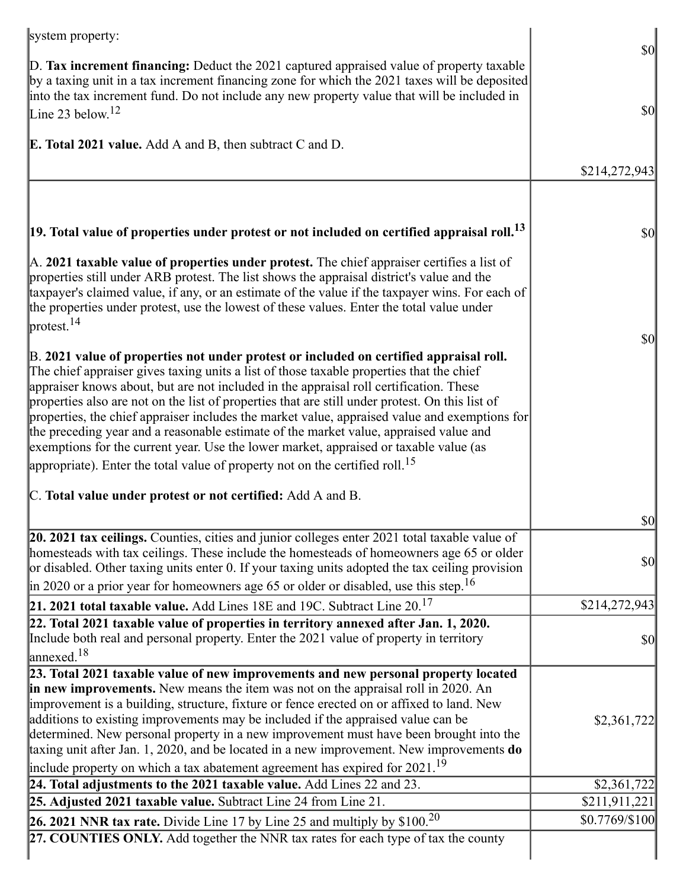| | |
|---|---|
| system property:<br><br>D. **Tax increment financing:** Deduct the 2021 captured appraised value of property taxable by a taxing unit in a tax increment financing zone for which the 2021 taxes will be deposited into the tax increment fund. Do not include any new property value that will be included in Line 23 below.[12]<br><br>**E. Total 2021 value.** Add A and B, then subtract C and D. | $0<br><br>$0<br><br>$214,272,943 |
| **19. Total value of properties under protest or not included on certified appraisal roll.[13]**<br><br>A. **2021 taxable value of properties under protest.** The chief appraiser certifies a list of properties still under ARB protest. The list shows the appraisal district's value and the taxpayer's claimed value, if any, or an estimate of the value if the taxpayer wins. For each of the properties under protest, use the lowest of these values. Enter the total value under protest.[14]<br><br>B. **2021 value of properties not under protest or included on certified appraisal roll.** The chief appraiser gives taxing units a list of those taxable properties that the chief appraiser knows about, but are not included in the appraisal roll certification. These properties also are not on the list of properties that are still under protest. On this list of properties, the chief appraiser includes the market value, appraised value and exemptions for the preceding year and a reasonable estimate of the market value, appraised value and exemptions for the current year. Use the lower market, appraised or taxable value (as appropriate). Enter the total value of property not on the certified roll.[15]<br><br>C. **Total value under protest or not certified:** Add A and B. | $0<br><br>$0<br><br>$0 |
| **20. 2021 tax ceilings.** Counties, cities and junior colleges enter 2021 total taxable value of homesteads with tax ceilings. These include the homesteads of homeowners age 65 or older or disabled. Other taxing units enter 0. If your taxing units adopted the tax ceiling provision in 2020 or a prior year for homeowners age 65 or older or disabled, use this step.[16] | $0 |
| **21. 2021 total taxable value.** Add Lines 18E and 19C. Subtract Line 20.[17] | $214,272,943 |
| **22. Total 2021 taxable value of properties in territory annexed after Jan. 1, 2020.** Include both real and personal property. Enter the 2021 value of property in territory annexed.[18] | $0 |
| **23. Total 2021 taxable value of new improvements and new personal property located in new improvements.** New means the item was not on the appraisal roll in 2020. An improvement is a building, structure, fixture or fence erected on or affixed to land. New additions to existing improvements may be included if the appraised value can be determined. New personal property in a new improvement must have been brought into the taxing unit after Jan. 1, 2020, and be located in a new improvement. New improvements **do** include property on which a tax abatement agreement has expired for 2021.[19] | $2,361,722 |
| **24. Total adjustments to the 2021 taxable value.** Add Lines 22 and 23. | $2,361,722 |
| **25. Adjusted 2021 taxable value.** Subtract Line 24 from Line 21. | $211,911,221 |
| **26. 2021 NNR tax rate.** Divide Line 17 by Line 25 and multiply by $100.[20] | $0.7769/$100 |
| **27. COUNTIES ONLY.** Add together the NNR tax rates for each type of tax the county | |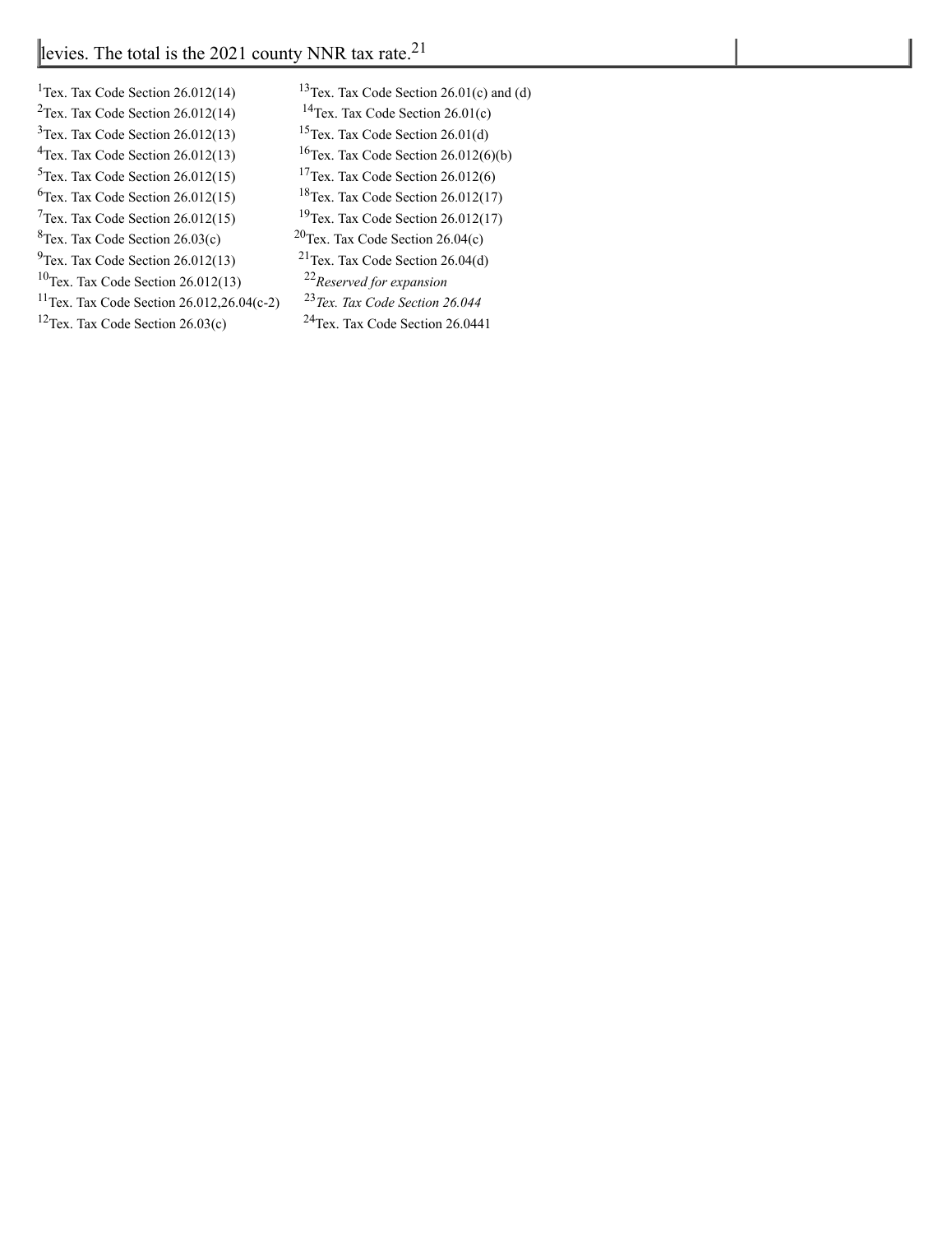| levies. The total is the 2021 county NNR tax rate.[21] | |
|---|---|

[1]Tex. Tax Code Section 26.012(14)
[2]Tex. Tax Code Section 26.012(14)
[3]Tex. Tax Code Section 26.012(13)
[4]Tex. Tax Code Section 26.012(13)
[5]Tex. Tax Code Section 26.012(15)
[6]Tex. Tax Code Section 26.012(15)
[7]Tex. Tax Code Section 26.012(15)
[8]Tex. Tax Code Section 26.03(c)
[9]Tex. Tax Code Section 26.012(13)
[10]Tex. Tax Code Section 26.012(13)
[11]Tex. Tax Code Section 26.012,26.04(c-2)
[12]Tex. Tax Code Section 26.03(c)
[13]Tex. Tax Code Section 26.01(c) and (d)
[14]Tex. Tax Code Section 26.01(c)
[15]Tex. Tax Code Section 26.01(d)
[16]Tex. Tax Code Section 26.012(6)(b)
[17]Tex. Tax Code Section 26.012(6)
[18]Tex. Tax Code Section 26.012(17)
[19]Tex. Tax Code Section 26.012(17)
[20]Tex. Tax Code Section 26.04(c)
[21]Tex. Tax Code Section 26.04(d)
[22]*Reserved for expansion*
[23]*Tex. Tax Code Section 26.044*
[24]Tex. Tax Code Section 26.0441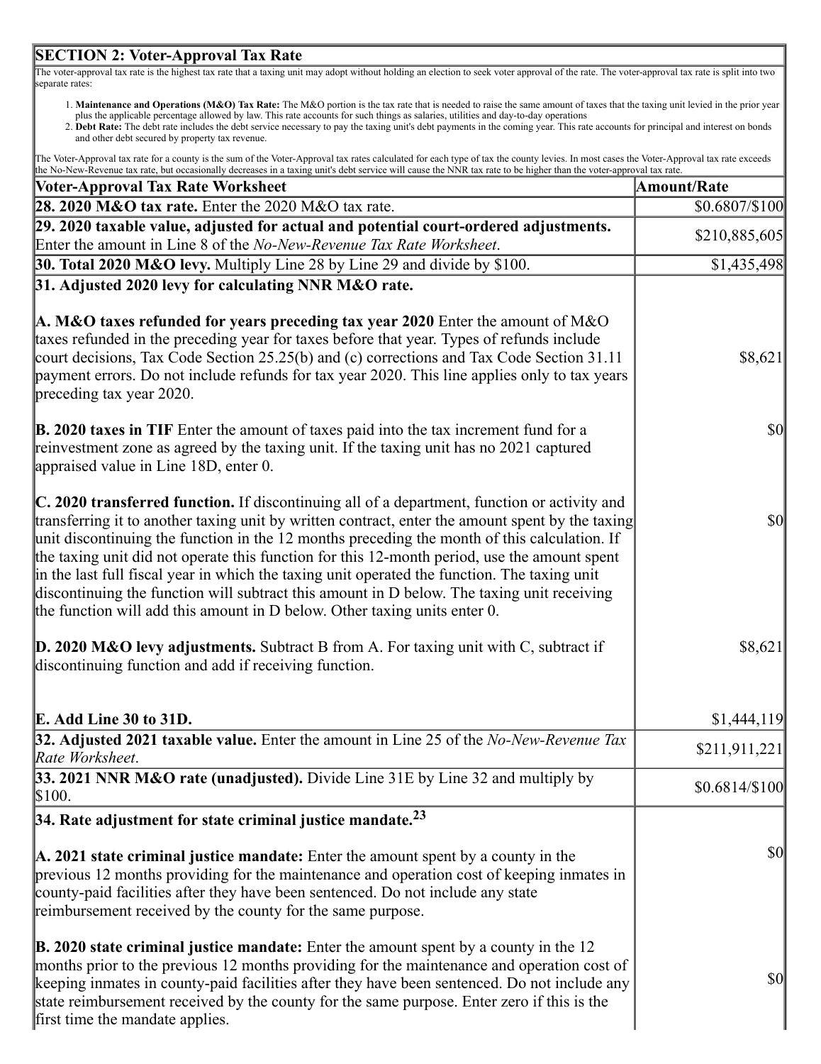## SECTION 2: Voter-Approval Tax Rate

The voter-approval tax rate is the highest tax rate that a taxing unit may adopt without holding an election to seek voter approval of the rate. The voter-approval tax rate is split into two separate rates:

1. **Maintenance and Operations (M&O) Tax Rate:** The M&O portion is the tax rate that is needed to raise the same amount of taxes that the taxing unit levied in the prior year plus the applicable percentage allowed by law. This rate accounts for such things as salaries, utilities and day-to-day operations
2. **Debt Rate:** The debt rate includes the debt service necessary to pay the taxing unit's debt payments in the coming year. This rate accounts for principal and interest on bonds and other debt secured by property tax revenue.

The Voter-Approval tax rate for a county is the sum of the Voter-Approval tax rates calculated for each type of tax the county levies. In most cases the Voter-Approval tax rate exceeds the No-New-Revenue tax rate, but occasionally decreases in a taxing unit's debt service will cause the NNR tax rate to be higher than the voter-approval tax rate.

| Voter-Approval Tax Rate Worksheet | Amount/Rate |
|---|---|
| **28. 2020 M&O tax rate.** Enter the 2020 M&O tax rate. | $0.6807/$100 |
| **29. 2020 taxable value, adjusted for actual and potential court-ordered adjustments.** Enter the amount in Line 8 of the *No-New-Revenue Tax Rate Worksheet*. | $210,885,605 |
| **30. Total 2020 M&O levy.** Multiply Line 28 by Line 29 and divide by $100. | $1,435,498 |
| **31. Adjusted 2020 levy for calculating NNR M&O rate.** | |
| **A. M&O taxes refunded for years preceding tax year 2020** Enter the amount of M&O taxes refunded in the preceding year for taxes before that year. Types of refunds include court decisions, Tax Code Section 25.25(b) and (c) corrections and Tax Code Section 31.11 payment errors. Do not include refunds for tax year 2020. This line applies only to tax years preceding tax year 2020. | $8,621 |
| **B. 2020 taxes in TIF** Enter the amount of taxes paid into the tax increment fund for a reinvestment zone as agreed by the taxing unit. If the taxing unit has no 2021 captured appraised value in Line 18D, enter 0. | $0 |
| **C. 2020 transferred function.** If discontinuing all of a department, function or activity and transferring it to another taxing unit by written contract, enter the amount spent by the taxing unit discontinuing the function in the 12 months preceding the month of this calculation. If the taxing unit did not operate this function for this 12-month period, use the amount spent in the last full fiscal year in which the taxing unit operated the function. The taxing unit discontinuing the function will subtract this amount in D below. The taxing unit receiving the function will add this amount in D below. Other taxing units enter 0. | $0 |
| **D. 2020 M&O levy adjustments.** Subtract B from A. For taxing unit with C, subtract if discontinuing function and add if receiving function. | $8,621 |
| **E. Add Line 30 to 31D.** | $1,444,119 |
| **32. Adjusted 2021 taxable value.** Enter the amount in Line 25 of the *No-New-Revenue Tax Rate Worksheet*. | $211,911,221 |
| **33. 2021 NNR M&O rate (unadjusted).** Divide Line 31E by Line 32 and multiply by $100. | $0.6814/$100 |
| **34. Rate adjustment for state criminal justice mandate.**[23] | |
| **A. 2021 state criminal justice mandate:** Enter the amount spent by a county in the previous 12 months providing for the maintenance and operation cost of keeping inmates in county-paid facilities after they have been sentenced. Do not include any state reimbursement received by the county for the same purpose. | $0 |
| **B. 2020 state criminal justice mandate:** Enter the amount spent by a county in the 12 months prior to the previous 12 months providing for the maintenance and operation cost of keeping inmates in county-paid facilities after they have been sentenced. Do not include any state reimbursement received by the county for the same purpose. Enter zero if this is the first time the mandate applies. | $0 |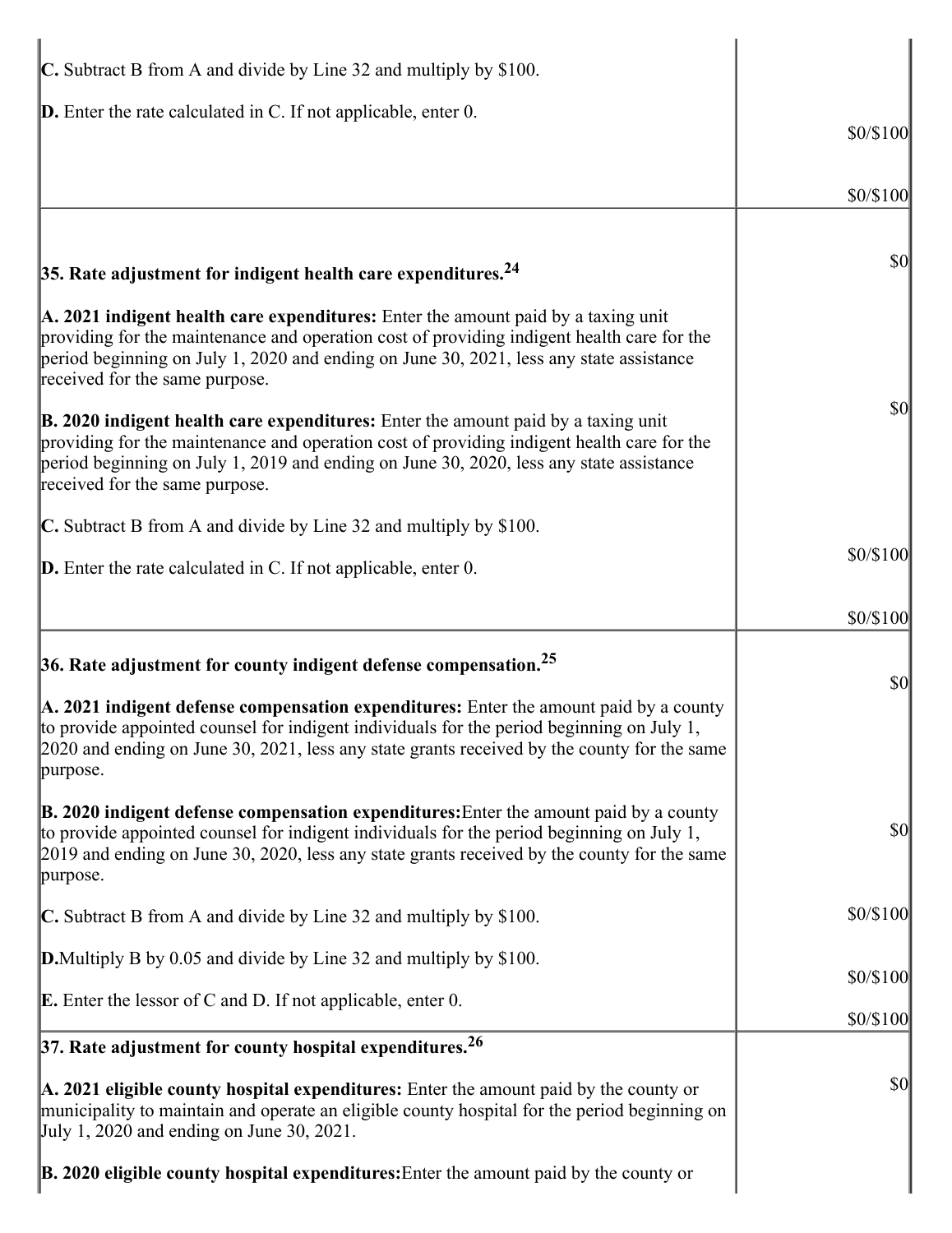| | |
|---|---|
| **C.** Subtract B from A and divide by Line 32 and multiply by $100.<br><br>**D.** Enter the rate calculated in C. If not applicable, enter 0. | $0/$100<br><br>$0/$100 |
| **35. Rate adjustment for indigent health care expenditures.**[24]<br><br>**A. 2021 indigent health care expenditures:** Enter the amount paid by a taxing unit providing for the maintenance and operation cost of providing indigent health care for the period beginning on July 1, 2020 and ending on June 30, 2021, less any state assistance received for the same purpose.<br><br>**B. 2020 indigent health care expenditures:** Enter the amount paid by a taxing unit providing for the maintenance and operation cost of providing indigent health care for the period beginning on July 1, 2019 and ending on June 30, 2020, less any state assistance received for the same purpose.<br><br>**C.** Subtract B from A and divide by Line 32 and multiply by $100.<br><br>**D.** Enter the rate calculated in C. If not applicable, enter 0. | $0<br><br>$0<br><br>$0/$100<br><br>$0/$100 |
| **36. Rate adjustment for county indigent defense compensation.**[25]<br><br>**A. 2021 indigent defense compensation expenditures:** Enter the amount paid by a county to provide appointed counsel for indigent individuals for the period beginning on July 1, 2020 and ending on June 30, 2021, less any state grants received by the county for the same purpose.<br><br>**B. 2020 indigent defense compensation expenditures:**Enter the amount paid by a county to provide appointed counsel for indigent individuals for the period beginning on July 1, 2019 and ending on June 30, 2020, less any state grants received by the county for the same purpose.<br><br>**C.** Subtract B from A and divide by Line 32 and multiply by $100.<br><br>**D.**Multiply B by 0.05 and divide by Line 32 and multiply by $100.<br><br>**E.** Enter the lessor of C and D. If not applicable, enter 0. | $0<br><br>$0<br><br>$0/$100<br><br>$0/$100<br><br>$0/$100 |
| **37. Rate adjustment for county hospital expenditures.**[26]<br><br>**A. 2021 eligible county hospital expenditures:** Enter the amount paid by the county or municipality to maintain and operate an eligible county hospital for the period beginning on July 1, 2020 and ending on June 30, 2021.<br><br>**B. 2020 eligible county hospital expenditures:**Enter the amount paid by the county or | <br><br>$0 |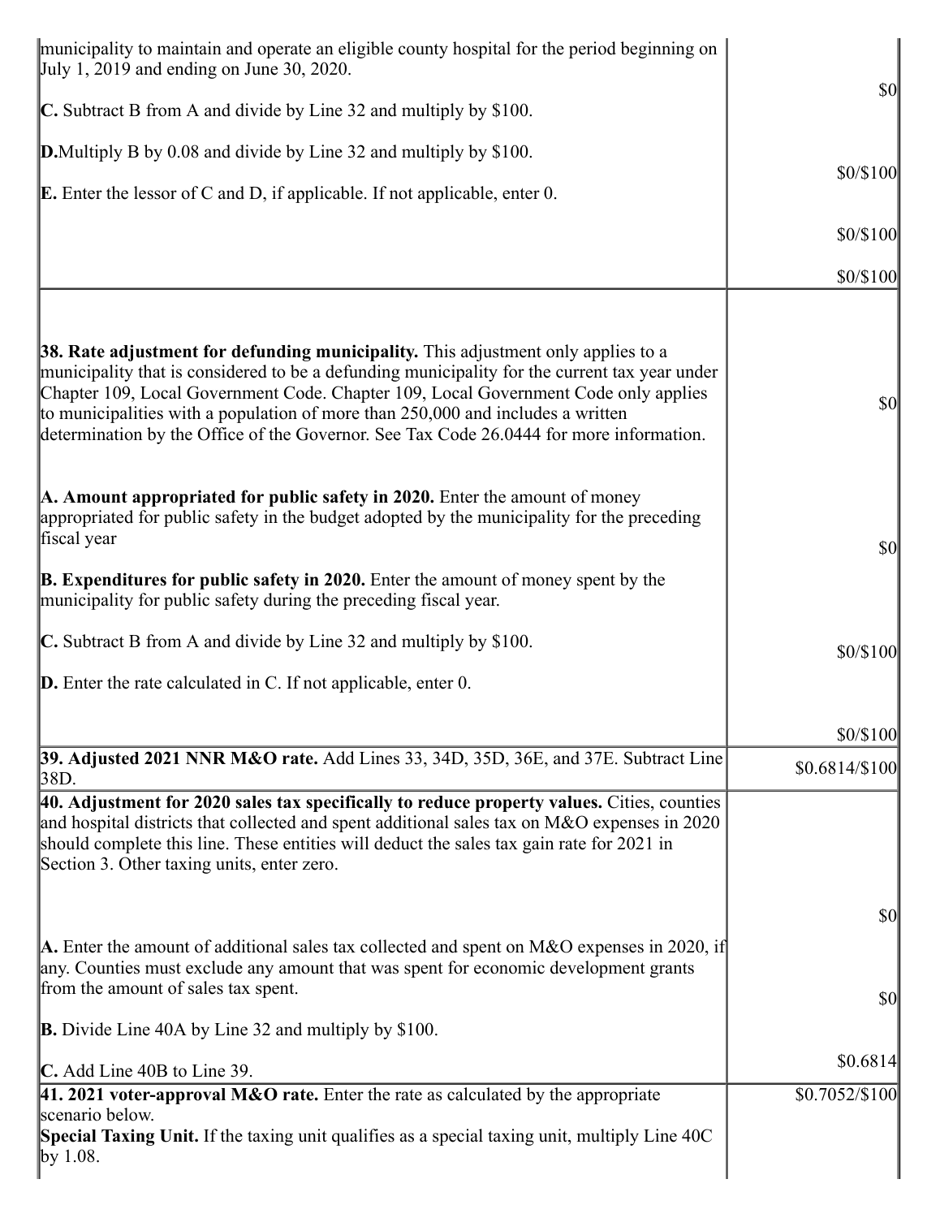| | |
|---|---|
| municipality to maintain and operate an eligible county hospital for the period beginning on July 1, 2019 and ending on June 30, 2020.<br><br>**C.** Subtract B from A and divide by Line 32 and multiply by $100.<br><br>**D.**Multiply B by 0.08 and divide by Line 32 and multiply by $100.<br><br>**E.** Enter the lessor of C and D, if applicable. If not applicable, enter 0. | $0<br><br>$0/$100<br><br>$0/$100<br><br>$0/$100 |
| **38. Rate adjustment for defunding municipality.** This adjustment only applies to a municipality that is considered to be a defunding municipality for the current tax year under Chapter 109, Local Government Code. Chapter 109, Local Government Code only applies to municipalities with a population of more than 250,000 and includes a written determination by the Office of the Governor. See Tax Code 26.0444 for more information.<br><br>**A. Amount appropriated for public safety in 2020.** Enter the amount of money appropriated for public safety in the budget adopted by the municipality for the preceding fiscal year<br><br>**B. Expenditures for public safety in 2020.** Enter the amount of money spent by the municipality for public safety during the preceding fiscal year.<br><br>**C.** Subtract B from A and divide by Line 32 and multiply by $100.<br><br>**D.** Enter the rate calculated in C. If not applicable, enter 0. | $0<br><br>$0<br><br>$0/$100<br><br>$0/$100 |
| **39. Adjusted 2021 NNR M&O rate.** Add Lines 33, 34D, 35D, 36E, and 37E. Subtract Line 38D. | $0.6814/$100 |
| **40. Adjustment for 2020 sales tax specifically to reduce property values.** Cities, counties and hospital districts that collected and spent additional sales tax on M&O expenses in 2020 should complete this line. These entities will deduct the sales tax gain rate for 2021 in Section 3. Other taxing units, enter zero.<br><br>**A.** Enter the amount of additional sales tax collected and spent on M&O expenses in 2020, if any. Counties must exclude any amount that was spent for economic development grants from the amount of sales tax spent.<br><br>**B.** Divide Line 40A by Line 32 and multiply by $100.<br><br>**C.** Add Line 40B to Line 39. | $0<br><br>$0<br><br>$0.6814 |
| **41. 2021 voter-approval M&O rate.** Enter the rate as calculated by the appropriate scenario below.<br>**Special Taxing Unit.** If the taxing unit qualifies as a special taxing unit, multiply Line 40C by 1.08. | $0.7052/$100 |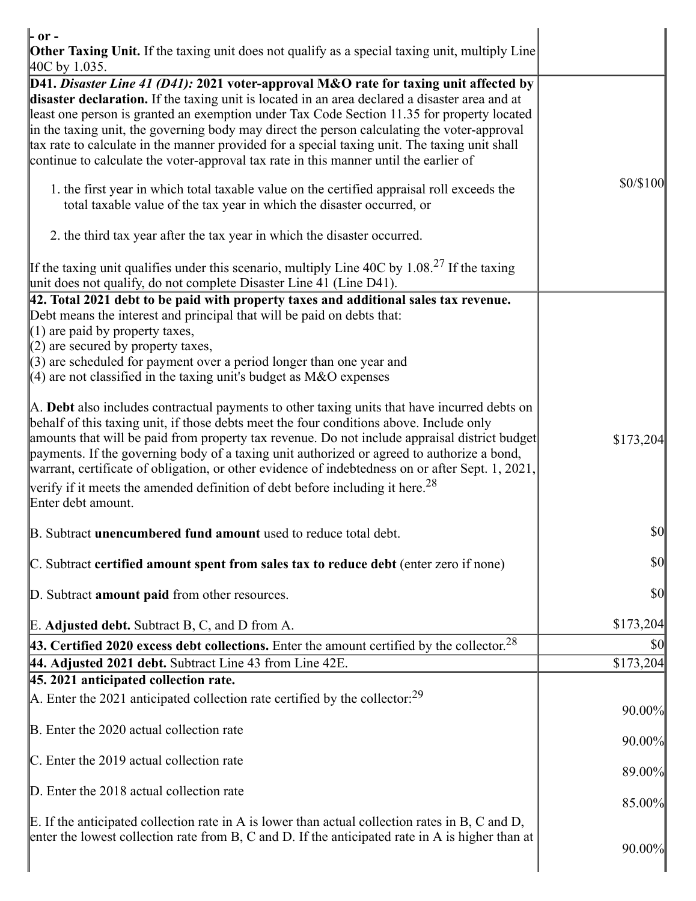| | |
|---|---|
| - or -<br>**Other Taxing Unit.** If the taxing unit does not qualify as a special taxing unit, multiply Line 40C by 1.035. | |
| **D41.** ***Disaster Line 41 (D41):*** **2021 voter-approval M&O rate for taxing unit affected by disaster declaration.** If the taxing unit is located in an area declared a disaster area and at least one person is granted an exemption under Tax Code Section 11.35 for property located in the taxing unit, the governing body may direct the person calculating the voter-approval tax rate to calculate in the manner provided for a special taxing unit. The taxing unit shall continue to calculate the voter-approval tax rate in this manner until the earlier of<br><br>1. the first year in which total taxable value on the certified appraisal roll exceeds the total taxable value of the tax year in which the disaster occurred, or<br><br>2. the third tax year after the tax year in which the disaster occurred.<br><br>If the taxing unit qualifies under this scenario, multiply Line 40C by 1.08.[27] If the taxing unit does not qualify, do not complete Disaster Line 41 (Line D41). | $0/$100 |
| **42. Total 2021 debt to be paid with property taxes and additional sales tax revenue.** Debt means the interest and principal that will be paid on debts that:<br>(1) are paid by property taxes,<br>(2) are secured by property taxes,<br>(3) are scheduled for payment over a period longer than one year and<br>(4) are not classified in the taxing unit's budget as M&O expenses<br><br>A. **Debt** also includes contractual payments to other taxing units that have incurred debts on behalf of this taxing unit, if those debts meet the four conditions above. Include only amounts that will be paid from property tax revenue. Do not include appraisal district budget payments. If the governing body of a taxing unit authorized or agreed to authorize a bond, warrant, certificate of obligation, or other evidence of indebtedness on or after Sept. 1, 2021, verify if it meets the amended definition of debt before including it here.[28]<br>Enter debt amount. | $173,204 |
| B. Subtract **unencumbered fund amount** used to reduce total debt. | $0 |
| C. Subtract **certified amount spent from sales tax to reduce debt** (enter zero if none) | $0 |
| D. Subtract **amount paid** from other resources. | $0 |
| E. **Adjusted debt.** Subtract B, C, and D from A. | $173,204 |
| **43. Certified 2020 excess debt collections.** Enter the amount certified by the collector.[28] | $0 |
| **44. Adjusted 2021 debt.** Subtract Line 43 from Line 42E. | $173,204 |
| **45. 2021 anticipated collection rate.** | |
| A. Enter the 2021 anticipated collection rate certified by the collector:[29] | 90.00% |
| B. Enter the 2020 actual collection rate | 90.00% |
| C. Enter the 2019 actual collection rate | 89.00% |
| D. Enter the 2018 actual collection rate | 85.00% |
| E. If the anticipated collection rate in A is lower than actual collection rates in B, C and D, enter the lowest collection rate from B, C and D. If the anticipated rate in A is higher than at | 90.00% |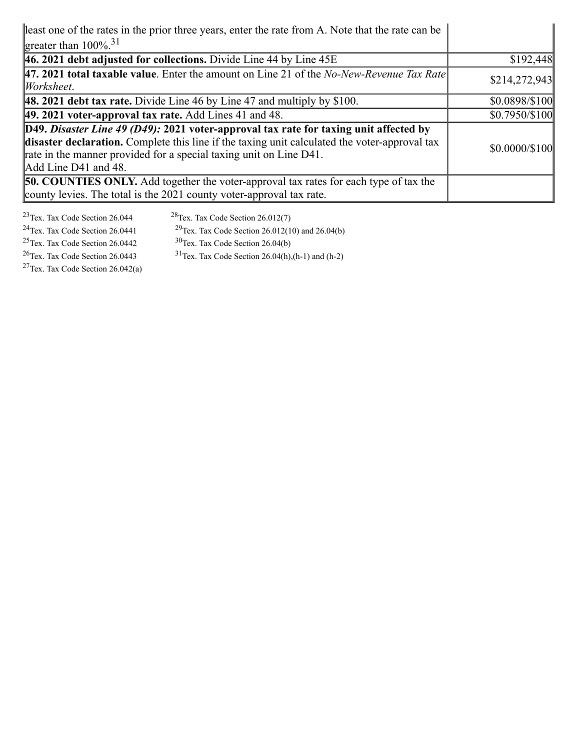| | |
|---|---|
| least one of the rates in the prior three years, enter the rate from A. Note that the rate can be greater than 100%.[31] | |
| **46. 2021 debt adjusted for collections.** Divide Line 44 by Line 45E | $192,448 |
| **47. 2021 total taxable value**. Enter the amount on Line 21 of the *No-New-Revenue Tax Rate Worksheet*. | $214,272,943 |
| **48. 2021 debt tax rate.** Divide Line 46 by Line 47 and multiply by $100. | $0.0898/$100 |
| **49. 2021 voter-approval tax rate.** Add Lines 41 and 48. | $0.7950/$100 |
| **D49.** ***Disaster Line 49 (D49):*** **2021 voter-approval tax rate for taxing unit affected by disaster declaration.** Complete this line if the taxing unit calculated the voter-approval tax rate in the manner provided for a special taxing unit on Line D41. Add Line D41 and 48. | $0.0000/$100 |
| **50. COUNTIES ONLY.** Add together the voter-approval tax rates for each type of tax the county levies. The total is the 2021 county voter-approval tax rate. | |

[23] Tex. Tax Code Section 26.044

[24] Tex. Tax Code Section 26.0441

[25] Tex. Tax Code Section 26.0442

[26] Tex. Tax Code Section 26.0443

[27] Tex. Tax Code Section 26.042(a)

[28] Tex. Tax Code Section 26.012(7)

[29] Tex. Tax Code Section 26.012(10) and 26.04(b)

[30] Tex. Tax Code Section 26.04(b)

[31] Tex. Tax Code Section 26.04(h),(h-1) and (h-2)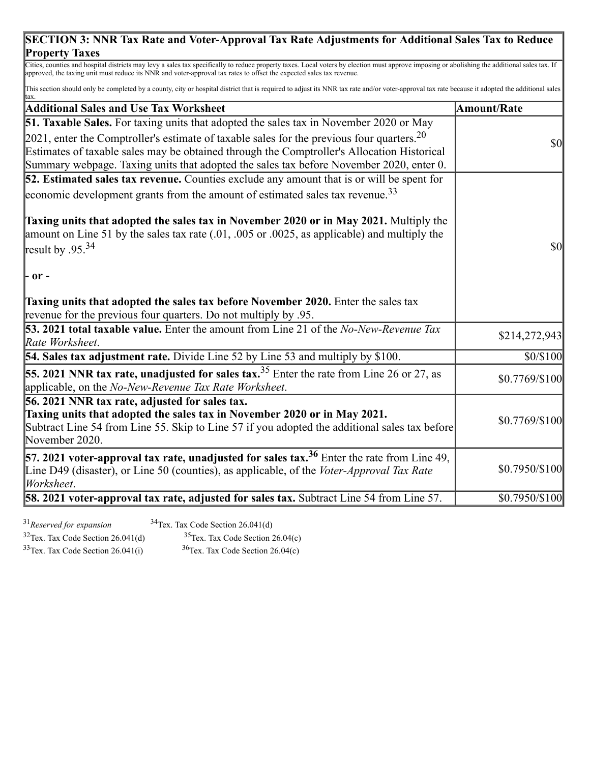## SECTION 3: NNR Tax Rate and Voter-Approval Tax Rate Adjustments for Additional Sales Tax to Reduce Property Taxes

Cities, counties and hospital districts may levy a sales tax specifically to reduce property taxes. Local voters by election must approve imposing or abolishing the additional sales tax. If approved, the taxing unit must reduce its NNR and voter-approval tax rates to offset the expected sales tax revenue.

This section should only be completed by a county, city or hospital district that is required to adjust its NNR tax rate and/or voter-approval tax rate because it adopted the additional sales tax.

| Additional Sales and Use Tax Worksheet | Amount/Rate |
|---|---|
| **51. Taxable Sales.** For taxing units that adopted the sales tax in November 2020 or May 2021, enter the Comptroller's estimate of taxable sales for the previous four quarters.[20] Estimates of taxable sales may be obtained through the Comptroller's Allocation Historical Summary webpage. Taxing units that adopted the sales tax before November 2020, enter 0. | $0 |
| **52. Estimated sales tax revenue.** Counties exclude any amount that is or will be spent for economic development grants from the amount of estimated sales tax revenue.[33]<br><br>**Taxing units that adopted the sales tax in November 2020 or in May 2021.** Multiply the amount on Line 51 by the sales tax rate (.01, .005 or .0025, as applicable) and multiply the result by .95.[34]<br><br>**- or -**<br><br>**Taxing units that adopted the sales tax before November 2020.** Enter the sales tax revenue for the previous four quarters. Do not multiply by .95. | $0 |
| **53. 2021 total taxable value.** Enter the amount from Line 21 of the *No-New-Revenue Tax Rate Worksheet*. | $214,272,943 |
| **54. Sales tax adjustment rate.** Divide Line 52 by Line 53 and multiply by $100. | $0/$100 |
| **55. 2021 NNR tax rate, unadjusted for sales tax.**[35] Enter the rate from Line 26 or 27, as applicable, on the *No-New-Revenue Tax Rate Worksheet*. | $0.7769/$100 |
| **56. 2021 NNR tax rate, adjusted for sales tax.**<br>**Taxing units that adopted the sales tax in November 2020 or in May 2021.**<br>Subtract Line 54 from Line 55. Skip to Line 57 if you adopted the additional sales tax before November 2020. | $0.7769/$100 |
| **57. 2021 voter-approval tax rate, unadjusted for sales tax.**[36] Enter the rate from Line 49, Line D49 (disaster), or Line 50 (counties), as applicable, of the *Voter-Approval Tax Rate Worksheet*. | $0.7950/$100 |
| **58. 2021 voter-approval tax rate, adjusted for sales tax.** Subtract Line 54 from Line 57. | $0.7950/$100 |

[31] *Reserved for expansion*
[32] Tex. Tax Code Section 26.041(d)
[33] Tex. Tax Code Section 26.041(i)
[34] Tex. Tax Code Section 26.041(d)
[35] Tex. Tax Code Section 26.04(c)
[36] Tex. Tax Code Section 26.04(c)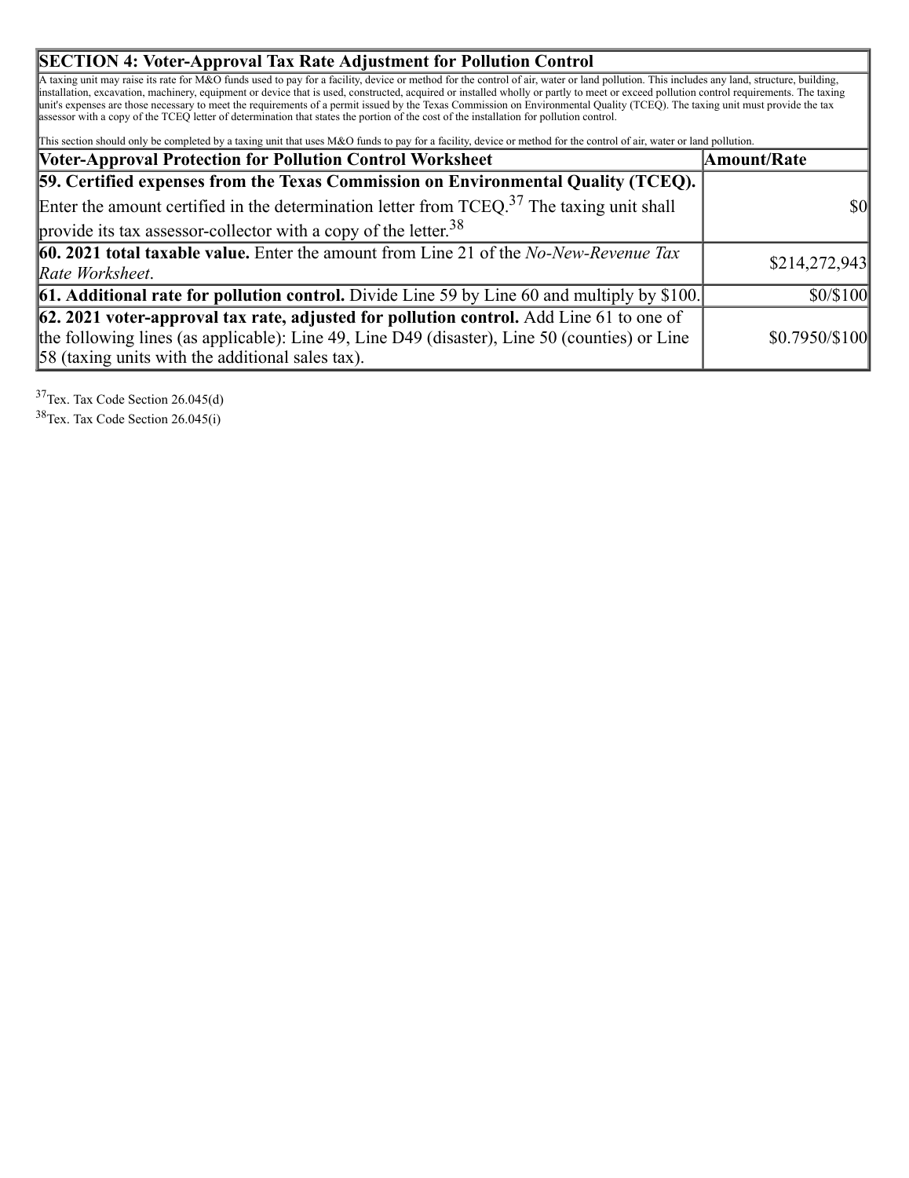## SECTION 4: Voter-Approval Tax Rate Adjustment for Pollution Control

A taxing unit may raise its rate for M&O funds used to pay for a facility, device or method for the control of air, water or land pollution. This includes any land, structure, building, installation, excavation, machinery, equipment or device that is used, constructed, acquired or installed wholly or partly to meet or exceed pollution control requirements. The taxing unit's expenses are those necessary to meet the requirements of a permit issued by the Texas Commission on Environmental Quality (TCEQ). The taxing unit must provide the tax assessor with a copy of the TCEQ letter of determination that states the portion of the cost of the installation for pollution control.

This section should only be completed by a taxing unit that uses M&O funds to pay for a facility, device or method for the control of air, water or land pollution.

| Voter-Approval Protection for Pollution Control Worksheet | Amount/Rate |
|---|---|
| **59. Certified expenses from the Texas Commission on Environmental Quality (TCEQ).** Enter the amount certified in the determination letter from TCEQ.[37] The taxing unit shall provide its tax assessor-collector with a copy of the letter.[38] | $0 |
| **60. 2021 total taxable value.** Enter the amount from Line 21 of the *No-New-Revenue Tax Rate Worksheet*. | $214,272,943 |
| **61. Additional rate for pollution control.** Divide Line 59 by Line 60 and multiply by $100. | $0/$100 |
| **62. 2021 voter-approval tax rate, adjusted for pollution control.** Add Line 61 to one of the following lines (as applicable): Line 49, Line D49 (disaster), Line 50 (counties) or Line 58 (taxing units with the additional sales tax). | $0.7950/$100 |

[37] Tex. Tax Code Section 26.045(d)

[38] Tex. Tax Code Section 26.045(i)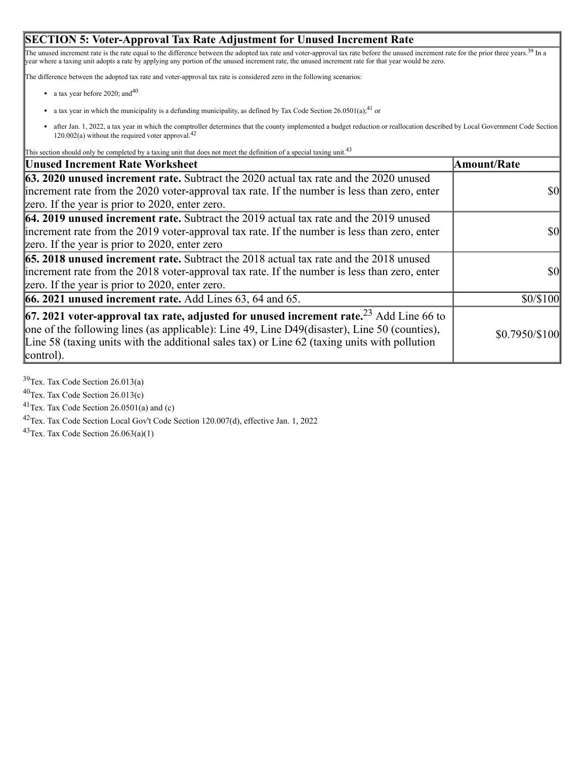## SECTION 5: Voter-Approval Tax Rate Adjustment for Unused Increment Rate

The unused increment rate is the rate equal to the difference between the adopted tax rate and voter-approval tax rate before the unused increment rate for the prior three years.[39] In a year where a taxing unit adopts a rate by applying any portion of the unused increment rate, the unused increment rate for that year would be zero.

The difference between the adopted tax rate and voter-approval tax rate is considered zero in the following scenarios:

- a tax year before 2020; and[40]
- a tax year in which the municipality is a defunding municipality, as defined by Tax Code Section 26.0501(a);[41] or
- after Jan. 1, 2022, a tax year in which the comptroller determines that the county implemented a budget reduction or reallocation described by Local Government Code Section 120.002(a) without the required voter approval.[42]

This section should only be completed by a taxing unit that does not meet the definition of a special taxing unit.[43]

| Unused Increment Rate Worksheet | Amount/Rate |
|---|---|
| **63. 2020 unused increment rate.** Subtract the 2020 actual tax rate and the 2020 unused increment rate from the 2020 voter-approval tax rate. If the number is less than zero, enter zero. If the year is prior to 2020, enter zero. | $0 |
| **64. 2019 unused increment rate.** Subtract the 2019 actual tax rate and the 2019 unused increment rate from the 2019 voter-approval tax rate. If the number is less than zero, enter zero. If the year is prior to 2020, enter zero | $0 |
| **65. 2018 unused increment rate.** Subtract the 2018 actual tax rate and the 2018 unused increment rate from the 2018 voter-approval tax rate. If the number is less than zero, enter zero. If the year is prior to 2020, enter zero. | $0 |
| **66. 2021 unused increment rate.** Add Lines 63, 64 and 65. | $0/$100 |
| **67. 2021 voter-approval tax rate, adjusted for unused increment rate.**[23] Add Line 66 to one of the following lines (as applicable): Line 49, Line D49(disaster), Line 50 (counties), Line 58 (taxing units with the additional sales tax) or Line 62 (taxing units with pollution control). | $0.7950/$100 |

[39] Tex. Tax Code Section 26.013(a)

[40] Tex. Tax Code Section 26.013(c)

[41] Tex. Tax Code Section 26.0501(a) and (c)

[42] Tex. Tax Code Section Local Gov't Code Section 120.007(d), effective Jan. 1, 2022

[43] Tex. Tax Code Section 26.063(a)(1)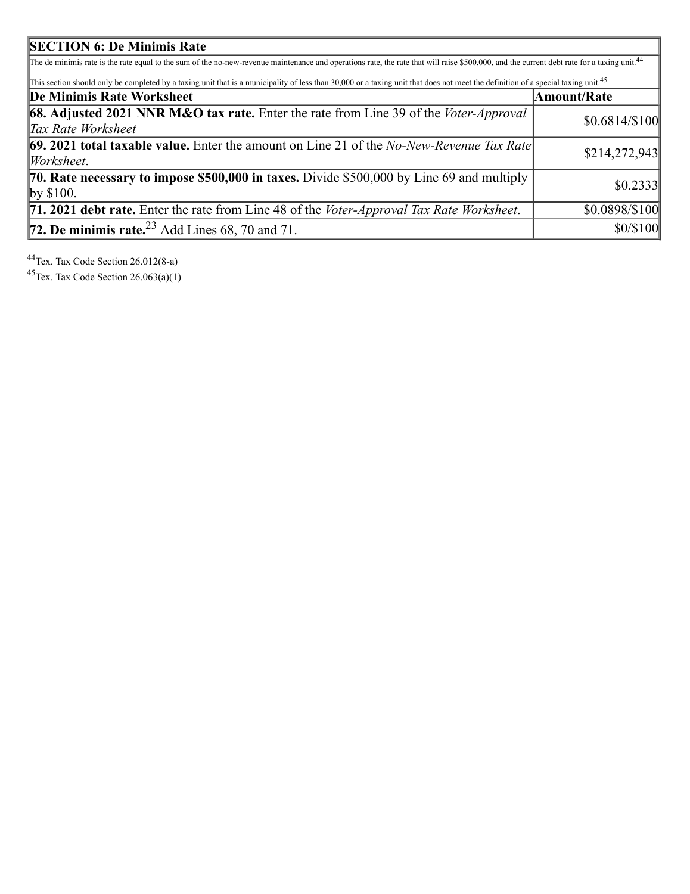| SECTION 6: De Minimis Rate | |
|---|---|
| The de minimis rate is the rate equal to the sum of the no-new-revenue maintenance and operations rate, the rate that will raise $500,000, and the current debt rate for a taxing unit.[44] This section should only be completed by a taxing unit that is a municipality of less than 30,000 or a taxing unit that does not meet the definition of a special taxing unit.[45] | |
| **De Minimis Rate Worksheet** | **Amount/Rate** |
| **68. Adjusted 2021 NNR M&O tax rate.** Enter the rate from Line 39 of the *Voter-Approval Tax Rate Worksheet* | $0.6814/$100 |
| **69. 2021 total taxable value.** Enter the amount on Line 21 of the *No-New-Revenue Tax Rate Worksheet*. | $214,272,943 |
| **70. Rate necessary to impose $500,000 in taxes.** Divide $500,000 by Line 69 and multiply by $100. | $0.2333 |
| **71. 2021 debt rate.** Enter the rate from Line 48 of the *Voter-Approval Tax Rate Worksheet*. | $0.0898/$100 |
| **72. De minimis rate.**[23] Add Lines 68, 70 and 71. | $0/$100 |

[44] Tex. Tax Code Section 26.012(8-a)

[45] Tex. Tax Code Section 26.063(a)(1)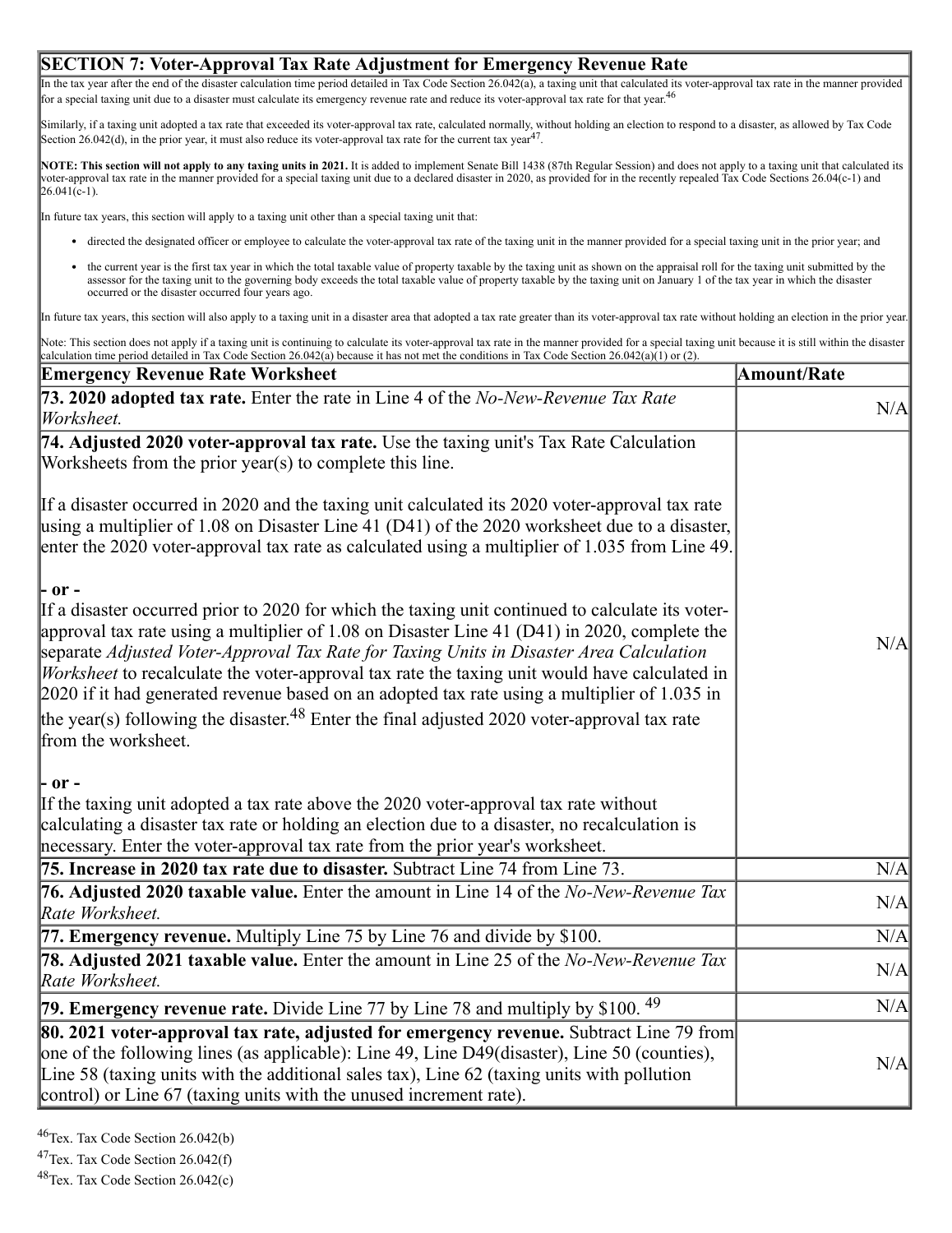## SECTION 7: Voter-Approval Tax Rate Adjustment for Emergency Revenue Rate

In the tax year after the end of the disaster calculation time period detailed in Tax Code Section 26.042(a), a taxing unit that calculated its voter-approval tax rate in the manner provided for a special taxing unit due to a disaster must calculate its emergency revenue rate and reduce its voter-approval tax rate for that year.[46]

Similarly, if a taxing unit adopted a tax rate that exceeded its voter-approval tax rate, calculated normally, without holding an election to respond to a disaster, as allowed by Tax Code Section 26.042(d), in the prior year, it must also reduce its voter-approval tax rate for the current tax year[47].

**NOTE: This section will not apply to any taxing units in 2021.** It is added to implement Senate Bill 1438 (87th Regular Session) and does not apply to a taxing unit that calculated its voter-approval tax rate in the manner provided for a special taxing unit due to a declared disaster in 2020, as provided for in the recently repealed Tax Code Sections 26.04(c-1) and 26.041(c-1).

In future tax years, this section will apply to a taxing unit other than a special taxing unit that:

- directed the designated officer or employee to calculate the voter-approval tax rate of the taxing unit in the manner provided for a special taxing unit in the prior year; and
- the current year is the first tax year in which the total taxable value of property taxable by the taxing unit as shown on the appraisal roll for the taxing unit submitted by the assessor for the taxing unit to the governing body exceeds the total taxable value of property taxable by the taxing unit on January 1 of the tax year in which the disaster occurred or the disaster occurred four years ago.

In future tax years, this section will also apply to a taxing unit in a disaster area that adopted a tax rate greater than its voter-approval tax rate without holding an election in the prior year.

Note: This section does not apply if a taxing unit is continuing to calculate its voter-approval tax rate in the manner provided for a special taxing unit because it is still within the disaster calculation time period detailed in Tax Code Section 26.042(a) because it has not met the conditions in Tax Code Section 26.042(a)(1) or (2).

| Emergency Revenue Rate Worksheet | Amount/Rate |
|---|---|
| **73. 2020 adopted tax rate.** Enter the rate in Line 4 of the *No-New-Revenue Tax Rate Worksheet.* | N/A |
| **74. Adjusted 2020 voter-approval tax rate.** Use the taxing unit's Tax Rate Calculation Worksheets from the prior year(s) to complete this line.<br><br>If a disaster occurred in 2020 and the taxing unit calculated its 2020 voter-approval tax rate using a multiplier of 1.08 on Disaster Line 41 (D41) of the 2020 worksheet due to a disaster, enter the 2020 voter-approval tax rate as calculated using a multiplier of 1.035 from Line 49.<br><br>**- or -**<br>If a disaster occurred prior to 2020 for which the taxing unit continued to calculate its voter-approval tax rate using a multiplier of 1.08 on Disaster Line 41 (D41) in 2020, complete the separate *Adjusted Voter-Approval Tax Rate for Taxing Units in Disaster Area Calculation Worksheet* to recalculate the voter-approval tax rate the taxing unit would have calculated in 2020 if it had generated revenue based on an adopted tax rate using a multiplier of 1.035 in the year(s) following the disaster.[48] Enter the final adjusted 2020 voter-approval tax rate from the worksheet.<br><br>**- or -**<br>If the taxing unit adopted a tax rate above the 2020 voter-approval tax rate without calculating a disaster tax rate or holding an election due to a disaster, no recalculation is necessary. Enter the voter-approval tax rate from the prior year's worksheet. | N/A |
| **75. Increase in 2020 tax rate due to disaster.** Subtract Line 74 from Line 73. | N/A |
| **76. Adjusted 2020 taxable value.** Enter the amount in Line 14 of the *No-New-Revenue Tax Rate Worksheet.* | N/A |
| **77. Emergency revenue.** Multiply Line 75 by Line 76 and divide by $100. | N/A |
| **78. Adjusted 2021 taxable value.** Enter the amount in Line 25 of the *No-New-Revenue Tax Rate Worksheet.* | N/A |
| **79. Emergency revenue rate.** Divide Line 77 by Line 78 and multiply by $100. [49] | N/A |
| **80. 2021 voter-approval tax rate, adjusted for emergency revenue.** Subtract Line 79 from one of the following lines (as applicable): Line 49, Line D49(disaster), Line 50 (counties), Line 58 (taxing units with the additional sales tax), Line 62 (taxing units with pollution control) or Line 67 (taxing units with the unused increment rate). | N/A |

[46] Tex. Tax Code Section 26.042(b)

[47] Tex. Tax Code Section 26.042(f)

[48] Tex. Tax Code Section 26.042(c)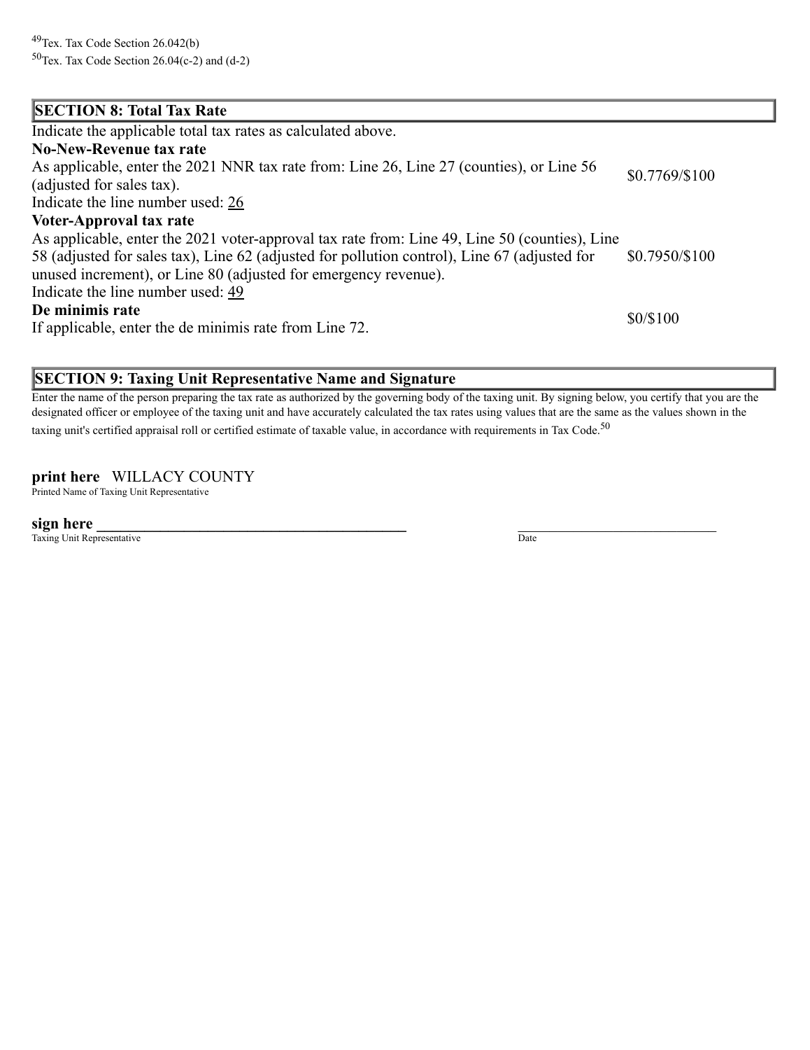[49]Tex. Tax Code Section 26.042(b)
[50]Tex. Tax Code Section 26.04(c-2) and (d-2)

## SECTION 8: Total Tax Rate

Indicate the applicable total tax rates as calculated above.

| | |
|---|---|
| **No-New-Revenue tax rate**<br>As applicable, enter the 2021 NNR tax rate from: Line 26, Line 27 (counties), or Line 56 (adjusted for sales tax).<br>Indicate the line number used: 26 | $0.7769/$100 |
| **Voter-Approval tax rate**<br>As applicable, enter the 2021 voter-approval tax rate from: Line 49, Line 50 (counties), Line 58 (adjusted for sales tax), Line 62 (adjusted for pollution control), Line 67 (adjusted for unused increment), or Line 80 (adjusted for emergency revenue).<br>Indicate the line number used: 49 | $0.7950/$100 |
| **De minimis rate**<br>If applicable, enter the de minimis rate from Line 72. | $0/$100 |

## SECTION 9: Taxing Unit Representative Name and Signature

Enter the name of the person preparing the tax rate as authorized by the governing body of the taxing unit. By signing below, you certify that you are the designated officer or employee of the taxing unit and have accurately calculated the tax rates using values that are the same as the values shown in the taxing unit's certified appraisal roll or certified estimate of taxable value, in accordance with requirements in Tax Code.[50]

**print here** WILLACY COUNTY
Printed Name of Taxing Unit Representative

**sign here** ________________________________________ ____________________________
Taxing Unit Representative Date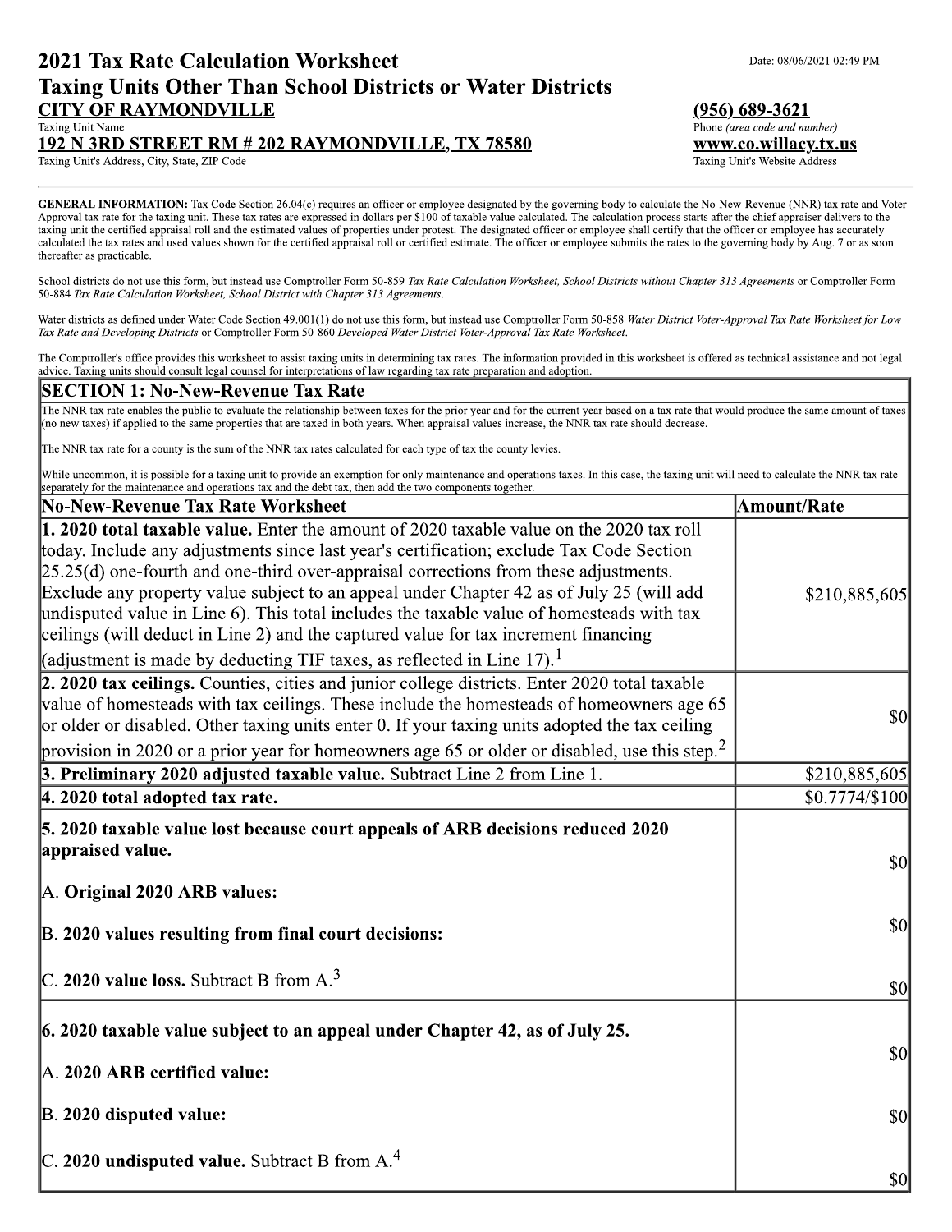# 2021 Tax Rate Calculation Worksheet

Date: 08/06/2021 02:49 PM

## Taxing Units Other Than School Districts or Water Districts

**CITY OF RAYMONDVILLE**
Taxing Unit Name

**(956) 689-3621**
Phone *(area code and number)*

**192 N 3RD STREET RM # 202 RAYMONDVILLE, TX 78580**
Taxing Unit's Address, City, State, ZIP Code

**www.co.willacy.tx.us**
Taxing Unit's Website Address

**GENERAL INFORMATION:** Tax Code Section 26.04(c) requires an officer or employee designated by the governing body to calculate the No-New-Revenue (NNR) tax rate and Voter-Approval tax rate for the taxing unit. These tax rates are expressed in dollars per $100 of taxable value calculated. The calculation process starts after the chief appraiser delivers to the taxing unit the certified appraisal roll and the estimated values of properties under protest. The designated officer or employee shall certify that the officer or employee has accurately calculated the tax rates and used values shown for the certified appraisal roll or certified estimate. The officer or employee submits the rates to the governing body by Aug. 7 or as soon thereafter as practicable.

School districts do not use this form, but instead use Comptroller Form 50-859 *Tax Rate Calculation Worksheet, School Districts without Chapter 313 Agreements* or Comptroller Form 50-884 *Tax Rate Calculation Worksheet, School District with Chapter 313 Agreements*.

Water districts as defined under Water Code Section 49.001(1) do not use this form, but instead use Comptroller Form 50-858 *Water District Voter-Approval Tax Rate Worksheet for Low Tax Rate and Developing Districts* or Comptroller Form 50-860 *Developed Water District Voter-Approval Tax Rate Worksheet*.

The Comptroller's office provides this worksheet to assist taxing units in determining tax rates. The information provided in this worksheet is offered as technical assistance and not legal advice. Taxing units should consult legal counsel for interpretations of law regarding tax rate preparation and adoption.

## SECTION 1: No-New-Revenue Tax Rate

The NNR tax rate enables the public to evaluate the relationship between taxes for the prior year and for the current year based on a tax rate that would produce the same amount of taxes (no new taxes) if applied to the same properties that are taxed in both years. When appraisal values increase, the NNR tax rate should decrease.

The NNR tax rate for a county is the sum of the NNR tax rates calculated for each type of tax the county levies.

While uncommon, it is possible for a taxing unit to provide an exemption for only maintenance and operations taxes. In this case, the taxing unit will need to calculate the NNR tax rate separately for the maintenance and operations tax and the debt tax, then add the two components together.

| No-New-Revenue Tax Rate Worksheet | Amount/Rate |
|---|---|
| **1. 2020 total taxable value.** Enter the amount of 2020 taxable value on the 2020 tax roll today. Include any adjustments since last year's certification; exclude Tax Code Section 25.25(d) one-fourth and one-third over-appraisal corrections from these adjustments. Exclude any property value subject to an appeal under Chapter 42 as of July 25 (will add undisputed value in Line 6). This total includes the taxable value of homesteads with tax ceilings (will deduct in Line 2) and the captured value for tax increment financing (adjustment is made by deducting TIF taxes, as reflected in Line 17).[1] | $210,885,605 |
| **2. 2020 tax ceilings.** Counties, cities and junior college districts. Enter 2020 total taxable value of homesteads with tax ceilings. These include the homesteads of homeowners age 65 or older or disabled. Other taxing units enter 0. If your taxing units adopted the tax ceiling provision in 2020 or a prior year for homeowners age 65 or older or disabled, use this step.[2] | $0 |
| **3. Preliminary 2020 adjusted taxable value.** Subtract Line 2 from Line 1. | $210,885,605 |
| **4. 2020 total adopted tax rate.** | $0.7774/$100 |
| **5. 2020 taxable value lost because court appeals of ARB decisions reduced 2020 appraised value.** | |
| A. **Original 2020 ARB values:** | $0 |
| B. **2020 values resulting from final court decisions:** | $0 |
| C. **2020 value loss.** Subtract B from A.[3] | $0 |
| **6. 2020 taxable value subject to an appeal under Chapter 42, as of July 25.** | |
| A. **2020 ARB certified value:** | $0 |
| B. **2020 disputed value:** | $0 |
| C. **2020 undisputed value.** Subtract B from A.[4] | $0 |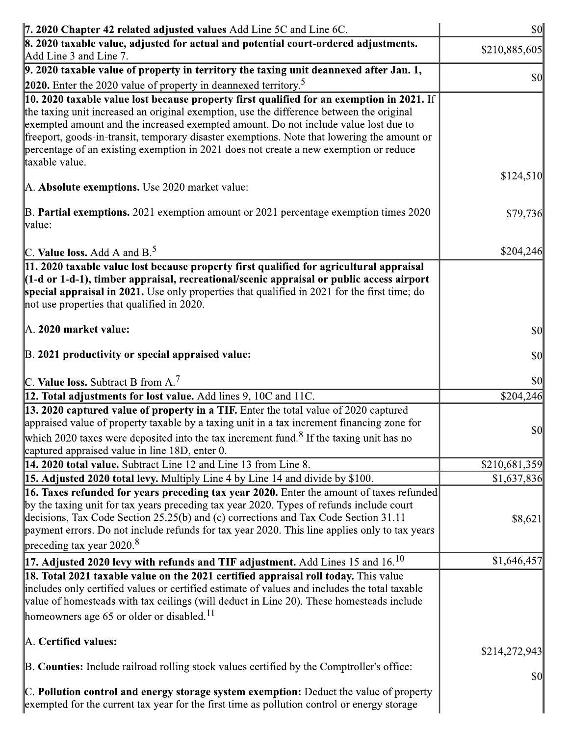| | |
|---|---|
| **7. 2020 Chapter 42 related adjusted values** Add Line 5C and Line 6C. | $0 |
| **8. 2020 taxable value, adjusted for actual and potential court-ordered adjustments.** Add Line 3 and Line 7. | $210,885,605 |
| **9. 2020 taxable value of property in territory the taxing unit deannexed after Jan. 1, 2020.** Enter the 2020 value of property in deannexed territory.[5] | $0 |
| **10. 2020 taxable value lost because property first qualified for an exemption in 2021.** If the taxing unit increased an original exemption, use the difference between the original exempted amount and the increased exempted amount. Do not include value lost due to freeport, goods-in-transit, temporary disaster exemptions. Note that lowering the amount or percentage of an existing exemption in 2021 does not create a new exemption or reduce taxable value.<br><br>A. **Absolute exemptions.** Use 2020 market value:<br><br>B. **Partial exemptions.** 2021 exemption amount or 2021 percentage exemption times 2020 value:<br><br>C. **Value loss.** Add A and B.[5] | <br><br><br><br><br>$124,510<br><br>$79,736<br><br>$204,246 |
| **11. 2020 taxable value lost because property first qualified for agricultural appraisal (1-d or 1-d-1), timber appraisal, recreational/scenic appraisal or public access airport special appraisal in 2021.** Use only properties that qualified in 2021 for the first time; do not use properties that qualified in 2020.<br><br>A. **2020 market value:**<br><br>B. **2021 productivity or special appraised value:**<br><br>C. **Value loss.** Subtract B from A.[7] | <br><br><br><br>$0<br><br>$0<br><br>$0 |
| **12. Total adjustments for lost value.** Add lines 9, 10C and 11C. | $204,246 |
| **13. 2020 captured value of property in a TIF.** Enter the total value of 2020 captured appraised value of property taxable by a taxing unit in a tax increment financing zone for which 2020 taxes were deposited into the tax increment fund.[8] If the taxing unit has no captured appraised value in line 18D, enter 0. | $0 |
| **14. 2020 total value.** Subtract Line 12 and Line 13 from Line 8. | $210,681,359 |
| **15. Adjusted 2020 total levy.** Multiply Line 4 by Line 14 and divide by $100. | $1,637,836 |
| **16. Taxes refunded for years preceding tax year 2020.** Enter the amount of taxes refunded by the taxing unit for tax years preceding tax year 2020. Types of refunds include court decisions, Tax Code Section 25.25(b) and (c) corrections and Tax Code Section 31.11 payment errors. Do not include refunds for tax year 2020. This line applies only to tax years preceding tax year 2020.[8] | $8,621 |
| **17. Adjusted 2020 levy with refunds and TIF adjustment.** Add Lines 15 and 16.[10] | $1,646,457 |
| **18. Total 2021 taxable value on the 2021 certified appraisal roll today.** This value includes only certified values or certified estimate of values and includes the total taxable value of homesteads with tax ceilings (will deduct in Line 20). These homesteads include homeowners age 65 or older or disabled.[11]<br><br>A. **Certified values:**<br><br>B. **Counties:** Include railroad rolling stock values certified by the Comptroller's office:<br><br>C. **Pollution control and energy storage system exemption:** Deduct the value of property exempted for the current tax year for the first time as pollution control or energy storage | <br><br><br><br>$214,272,943<br><br>$0 |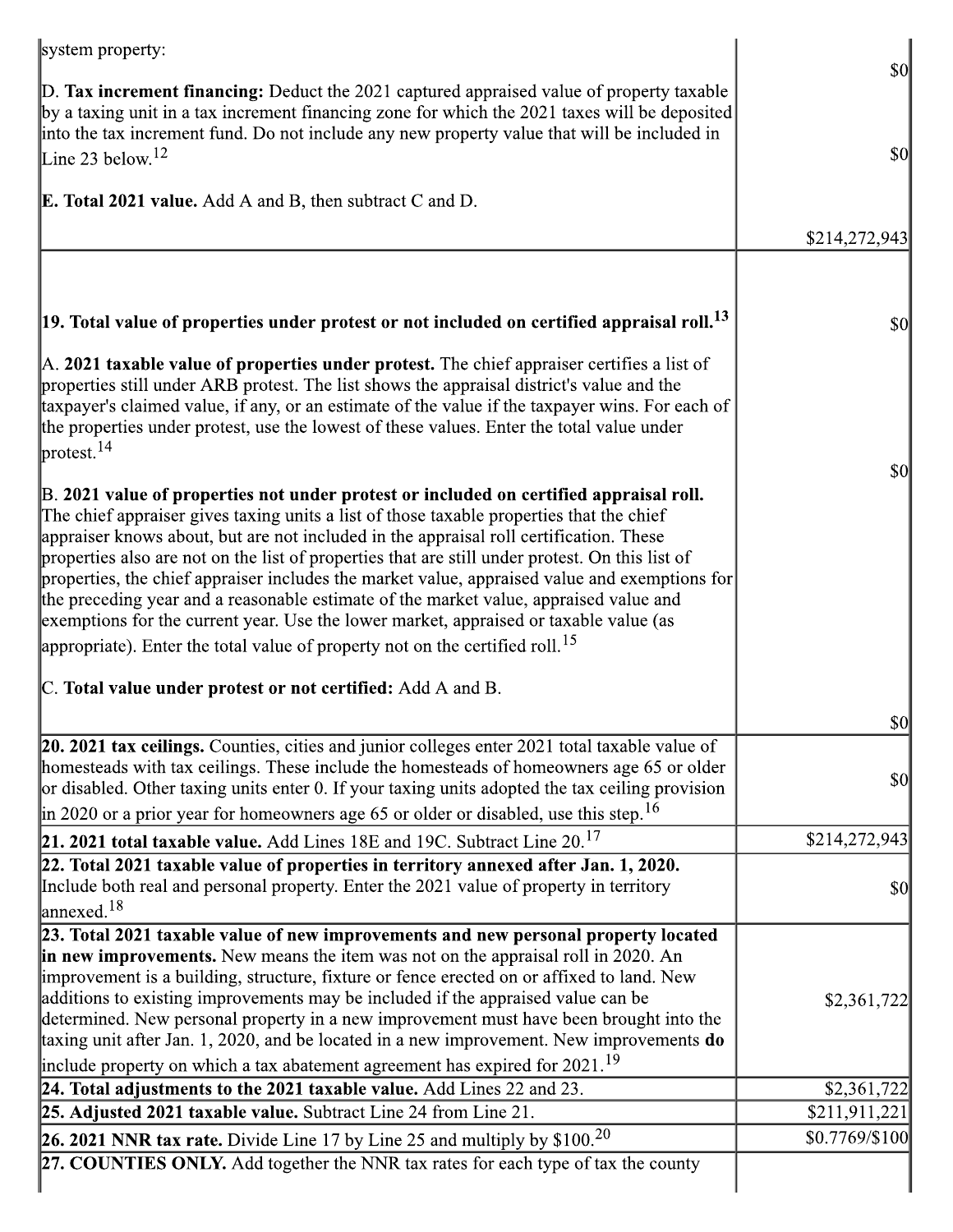| | |
|---|---|
| system property:<br><br>D. **Tax increment financing:** Deduct the 2021 captured appraised value of property taxable by a taxing unit in a tax increment financing zone for which the 2021 taxes will be deposited into the tax increment fund. Do not include any new property value that will be included in Line 23 below.[12]<br><br>**E. Total 2021 value.** Add A and B, then subtract C and D. | $0<br><br>$0<br><br>$214,272,943 |
| **19. Total value of properties under protest or not included on certified appraisal roll.**[13]<br><br>A. **2021 taxable value of properties under protest.** The chief appraiser certifies a list of properties still under ARB protest. The list shows the appraisal district's value and the taxpayer's claimed value, if any, or an estimate of the value if the taxpayer wins. For each of the properties under protest, use the lowest of these values. Enter the total value under protest.[14]<br><br>B. **2021 value of properties not under protest or included on certified appraisal roll.** The chief appraiser gives taxing units a list of those taxable properties that the chief appraiser knows about, but are not included in the appraisal roll certification. These properties also are not on the list of properties that are still under protest. On this list of properties, the chief appraiser includes the market value, appraised value and exemptions for the preceding year and a reasonable estimate of the market value, appraised value and exemptions for the current year. Use the lower market, appraised or taxable value (as appropriate). Enter the total value of property not on the certified roll.[15]<br><br>C. **Total value under protest or not certified:** Add A and B. | $0<br><br>$0<br><br>$0 |
| **20. 2021 tax ceilings.** Counties, cities and junior colleges enter 2021 total taxable value of homesteads with tax ceilings. These include the homesteads of homeowners age 65 or older or disabled. Other taxing units enter 0. If your taxing units adopted the tax ceiling provision in 2020 or a prior year for homeowners age 65 or older or disabled, use this step.[16] | $0 |
| **21. 2021 total taxable value.** Add Lines 18E and 19C. Subtract Line 20.[17] | $214,272,943 |
| **22. Total 2021 taxable value of properties in territory annexed after Jan. 1, 2020.** Include both real and personal property. Enter the 2021 value of property in territory annexed.[18] | $0 |
| **23. Total 2021 taxable value of new improvements and new personal property located in new improvements.** New means the item was not on the appraisal roll in 2020. An improvement is a building, structure, fixture or fence erected on or affixed to land. New additions to existing improvements may be included if the appraised value can be determined. New personal property in a new improvement must have been brought into the taxing unit after Jan. 1, 2020, and be located in a new improvement. New improvements **do** include property on which a tax abatement agreement has expired for 2021.[19] | $2,361,722 |
| **24. Total adjustments to the 2021 taxable value.** Add Lines 22 and 23. | $2,361,722 |
| **25. Adjusted 2021 taxable value.** Subtract Line 24 from Line 21. | $211,911,221 |
| **26. 2021 NNR tax rate.** Divide Line 17 by Line 25 and multiply by $100.[20] | $0.7769/$100 |
| **27. COUNTIES ONLY.** Add together the NNR tax rates for each type of tax the county | |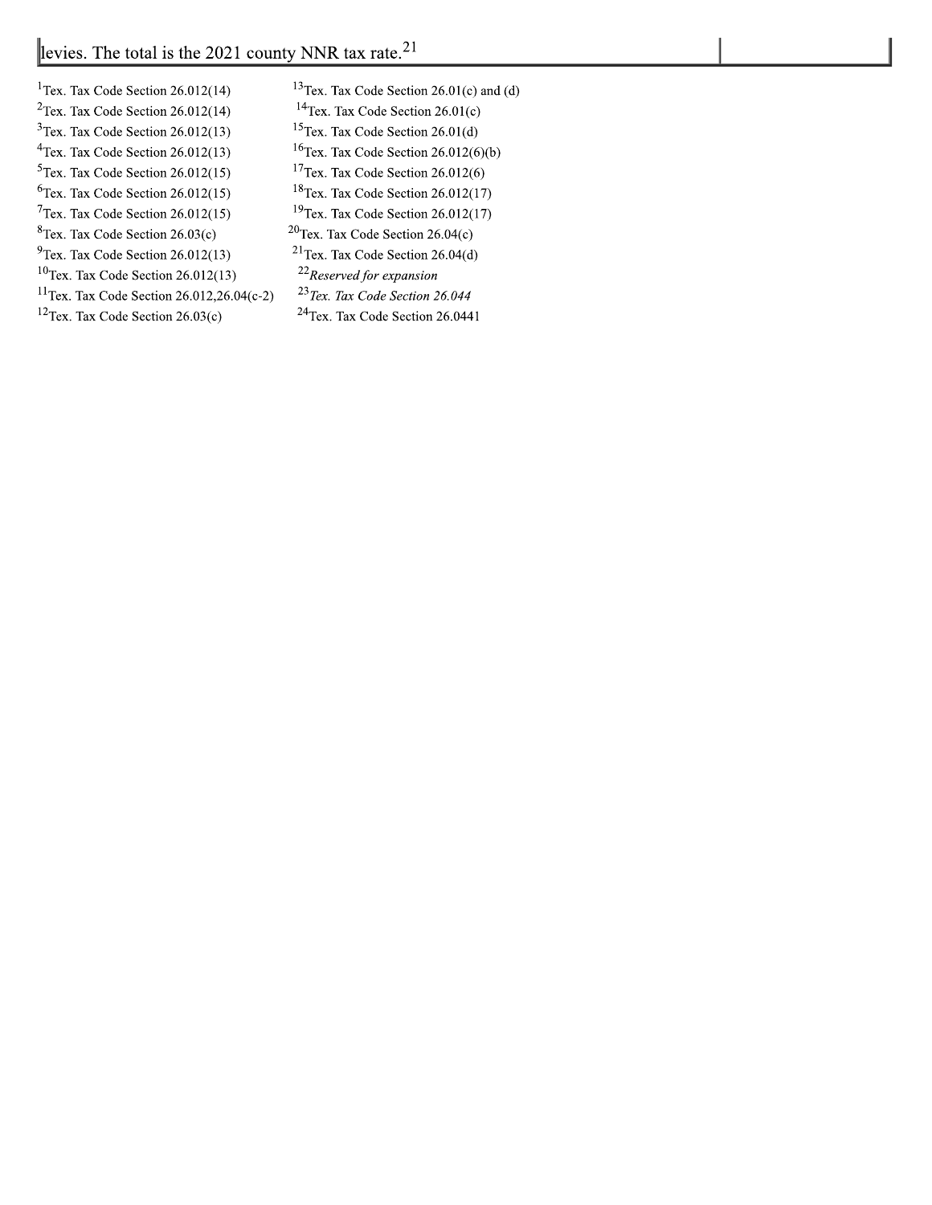| levies. The total is the 2021 county NNR tax rate.[21] | |
|---|---|

[1]Tex. Tax Code Section 26.012(14)
[2]Tex. Tax Code Section 26.012(14)
[3]Tex. Tax Code Section 26.012(13)
[4]Tex. Tax Code Section 26.012(13)
[5]Tex. Tax Code Section 26.012(15)
[6]Tex. Tax Code Section 26.012(15)
[7]Tex. Tax Code Section 26.012(15)
[8]Tex. Tax Code Section 26.03(c)
[9]Tex. Tax Code Section 26.012(13)
[10]Tex. Tax Code Section 26.012(13)
[11]Tex. Tax Code Section 26.012,26.04(c-2)
[12]Tex. Tax Code Section 26.03(c)
[13]Tex. Tax Code Section 26.01(c) and (d)
[14]Tex. Tax Code Section 26.01(c)
[15]Tex. Tax Code Section 26.01(d)
[16]Tex. Tax Code Section 26.012(6)(b)
[17]Tex. Tax Code Section 26.012(6)
[18]Tex. Tax Code Section 26.012(17)
[19]Tex. Tax Code Section 26.012(17)
[20]Tex. Tax Code Section 26.04(c)
[21]Tex. Tax Code Section 26.04(d)
[22]*Reserved for expansion*
[23]*Tex. Tax Code Section 26.044*
[24]Tex. Tax Code Section 26.0441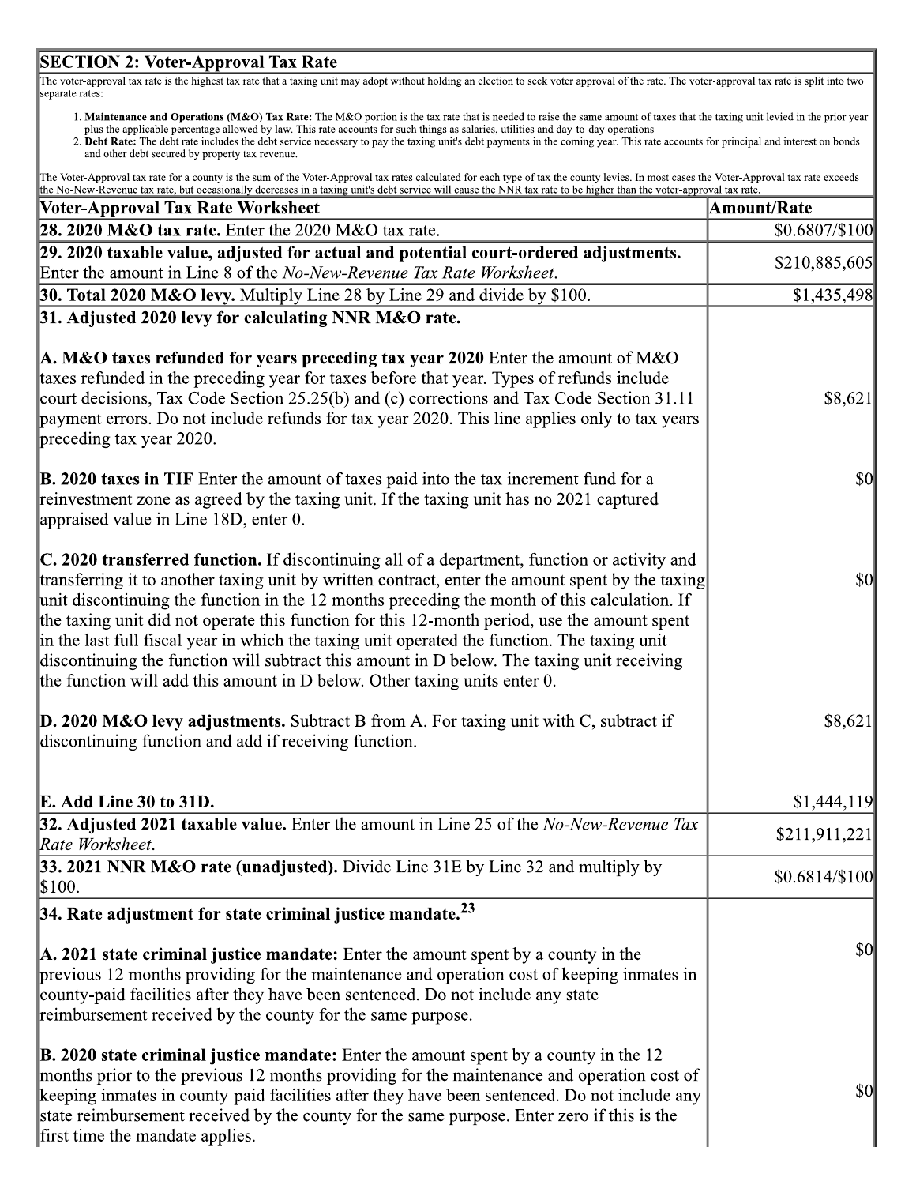## SECTION 2: Voter-Approval Tax Rate

The voter-approval tax rate is the highest tax rate that a taxing unit may adopt without holding an election to seek voter approval of the rate. The voter-approval tax rate is split into two separate rates:

1. **Maintenance and Operations (M&O) Tax Rate:** The M&O portion is the tax rate that is needed to raise the same amount of taxes that the taxing unit levied in the prior year plus the applicable percentage allowed by law. This rate accounts for such things as salaries, utilities and day-to-day operations
2. **Debt Rate:** The debt rate includes the debt service necessary to pay the taxing unit's debt payments in the coming year. This rate accounts for principal and interest on bonds and other debt secured by property tax revenue.

The Voter-Approval tax rate for a county is the sum of the Voter-Approval tax rates calculated for each type of tax the county levies. In most cases the Voter-Approval tax rate exceeds the No-New-Revenue tax rate, but occasionally decreases in a taxing unit's debt service will cause the NNR tax rate to be higher than the voter-approval tax rate.

| Voter-Approval Tax Rate Worksheet | Amount/Rate |
|---|---|
| **28. 2020 M&O tax rate.** Enter the 2020 M&O tax rate. | $0.6807/$100 |
| **29. 2020 taxable value, adjusted for actual and potential court-ordered adjustments.** Enter the amount in Line 8 of the *No-New-Revenue Tax Rate Worksheet*. | $210,885,605 |
| **30. Total 2020 M&O levy.** Multiply Line 28 by Line 29 and divide by $100. | $1,435,498 |
| **31. Adjusted 2020 levy for calculating NNR M&O rate.** | |
| **A. M&O taxes refunded for years preceding tax year 2020** Enter the amount of M&O taxes refunded in the preceding year for taxes before that year. Types of refunds include court decisions, Tax Code Section 25.25(b) and (c) corrections and Tax Code Section 31.11 payment errors. Do not include refunds for tax year 2020. This line applies only to tax years preceding tax year 2020. | $8,621 |
| **B. 2020 taxes in TIF** Enter the amount of taxes paid into the tax increment fund for a reinvestment zone as agreed by the taxing unit. If the taxing unit has no 2021 captured appraised value in Line 18D, enter 0. | $0 |
| **C. 2020 transferred function.** If discontinuing all of a department, function or activity and transferring it to another taxing unit by written contract, enter the amount spent by the taxing unit discontinuing the function in the 12 months preceding the month of this calculation. If the taxing unit did not operate this function for this 12-month period, use the amount spent in the last full fiscal year in which the taxing unit operated the function. The taxing unit discontinuing the function will subtract this amount in D below. The taxing unit receiving the function will add this amount in D below. Other taxing units enter 0. | $0 |
| **D. 2020 M&O levy adjustments.** Subtract B from A. For taxing unit with C, subtract if discontinuing function and add if receiving function. | $8,621 |
| **E. Add Line 30 to 31D.** | $1,444,119 |
| **32. Adjusted 2021 taxable value.** Enter the amount in Line 25 of the *No-New-Revenue Tax Rate Worksheet*. | $211,911,221 |
| **33. 2021 NNR M&O rate (unadjusted).** Divide Line 31E by Line 32 and multiply by $100. | $0.6814/$100 |
| **34. Rate adjustment for state criminal justice mandate.**[23] | |
| **A. 2021 state criminal justice mandate:** Enter the amount spent by a county in the previous 12 months providing for the maintenance and operation cost of keeping inmates in county-paid facilities after they have been sentenced. Do not include any state reimbursement received by the county for the same purpose. | $0 |
| **B. 2020 state criminal justice mandate:** Enter the amount spent by a county in the 12 months prior to the previous 12 months providing for the maintenance and operation cost of keeping inmates in county-paid facilities after they have been sentenced. Do not include any state reimbursement received by the county for the same purpose. Enter zero if this is the first time the mandate applies. | $0 |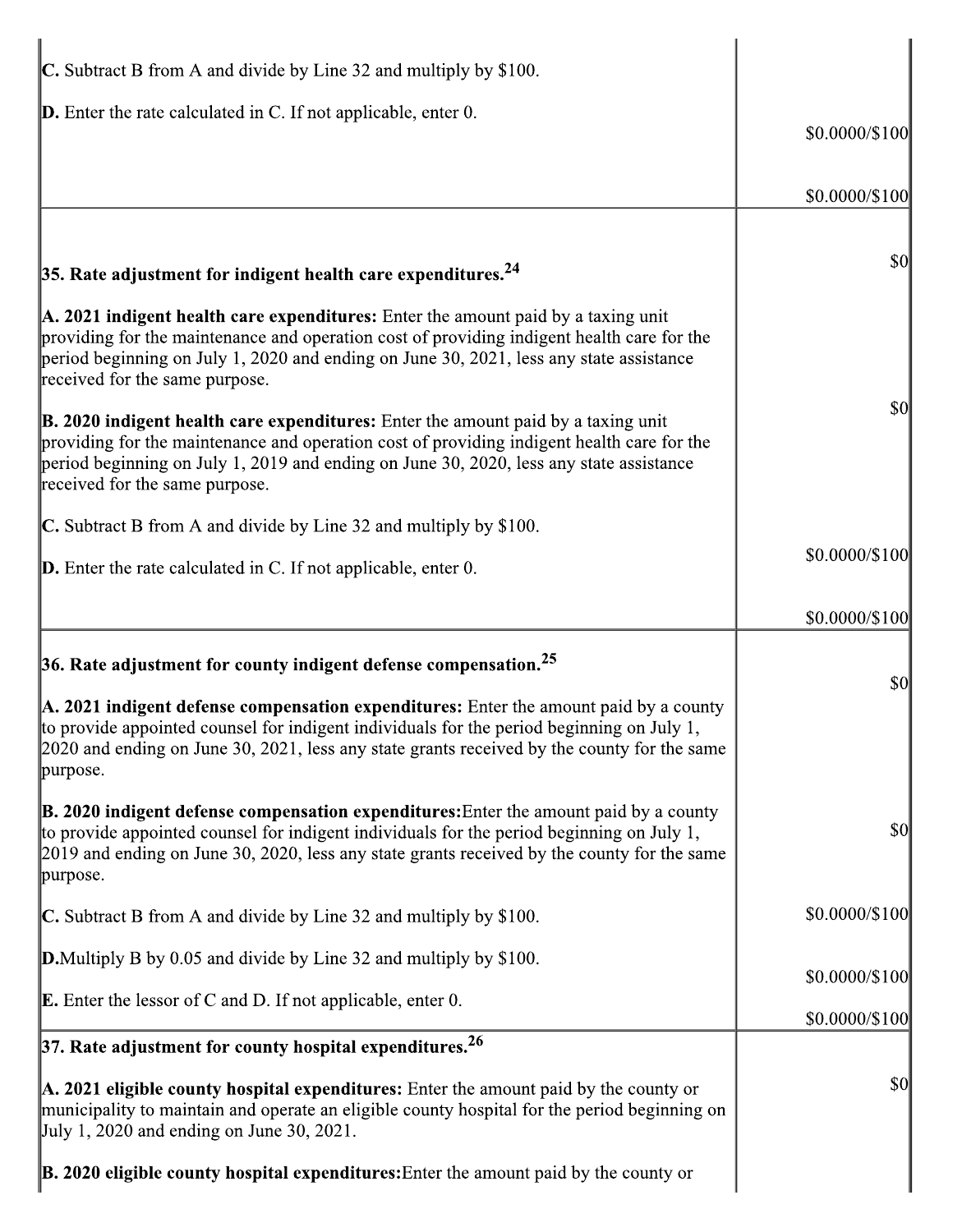| | |
|---|---|
| **C.** Subtract B from A and divide by Line 32 and multiply by $100.<br><br>**D.** Enter the rate calculated in C. If not applicable, enter 0. | $0.0000/$100<br><br>$0.0000/$100 |
| **35. Rate adjustment for indigent health care expenditures.** [24]<br><br>**A. 2021 indigent health care expenditures:** Enter the amount paid by a taxing unit providing for the maintenance and operation cost of providing indigent health care for the period beginning on July 1, 2020 and ending on June 30, 2021, less any state assistance received for the same purpose.<br><br>**B. 2020 indigent health care expenditures:** Enter the amount paid by a taxing unit providing for the maintenance and operation cost of providing indigent health care for the period beginning on July 1, 2019 and ending on June 30, 2020, less any state assistance received for the same purpose.<br><br>**C.** Subtract B from A and divide by Line 32 and multiply by $100.<br><br>**D.** Enter the rate calculated in C. If not applicable, enter 0. | $0<br><br>$0<br><br>$0.0000/$100<br><br>$0.0000/$100 |
| **36. Rate adjustment for county indigent defense compensation.** [25]<br><br>**A. 2021 indigent defense compensation expenditures:** Enter the amount paid by a county to provide appointed counsel for indigent individuals for the period beginning on July 1, 2020 and ending on June 30, 2021, less any state grants received by the county for the same purpose.<br><br>**B. 2020 indigent defense compensation expenditures:** Enter the amount paid by a county to provide appointed counsel for indigent individuals for the period beginning on July 1, 2019 and ending on June 30, 2020, less any state grants received by the county for the same purpose.<br><br>**C.** Subtract B from A and divide by Line 32 and multiply by $100.<br><br>**D.** Multiply B by 0.05 and divide by Line 32 and multiply by $100.<br><br>**E.** Enter the lessor of C and D. If not applicable, enter 0. | $0<br><br>$0<br><br>$0.0000/$100<br><br>$0.0000/$100<br><br>$0.0000/$100 |
| **37. Rate adjustment for county hospital expenditures.** [26]<br><br>**A. 2021 eligible county hospital expenditures:** Enter the amount paid by the county or municipality to maintain and operate an eligible county hospital for the period beginning on July 1, 2020 and ending on June 30, 2021.<br><br>**B. 2020 eligible county hospital expenditures:** Enter the amount paid by the county or | $0 |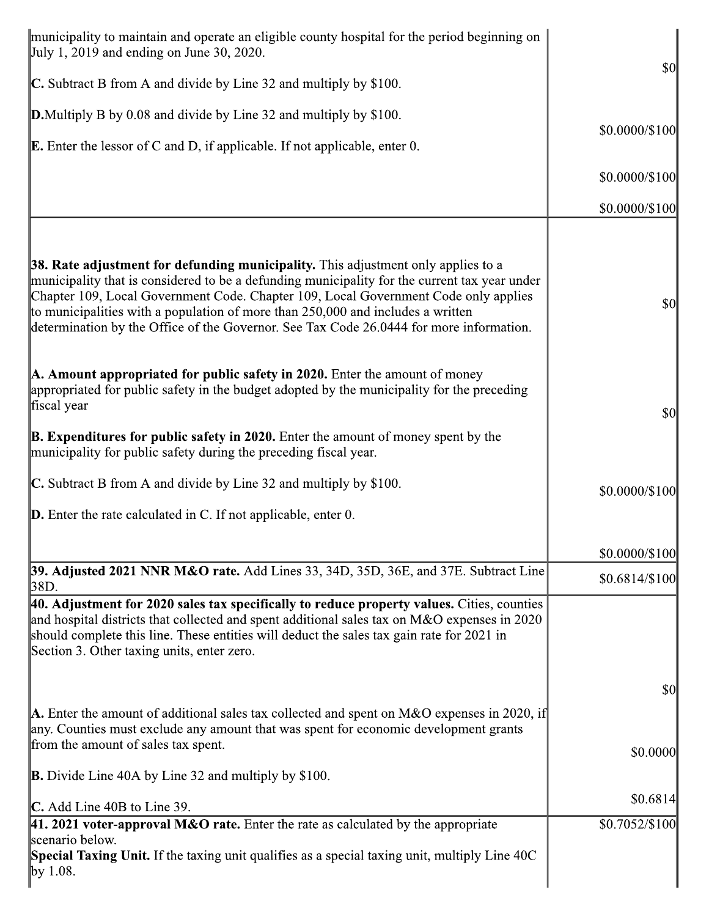| | |
|---|---|
| municipality to maintain and operate an eligible county hospital for the period beginning on July 1, 2019 and ending on June 30, 2020.<br><br>**C.** Subtract B from A and divide by Line 32 and multiply by $100.<br><br>**D.** Multiply B by 0.08 and divide by Line 32 and multiply by $100.<br><br>**E.** Enter the lessor of C and D, if applicable. If not applicable, enter 0. | $0<br><br>$0.0000/$100<br><br>$0.0000/$100<br><br>$0.0000/$100 |
| **38. Rate adjustment for defunding municipality.** This adjustment only applies to a municipality that is considered to be a defunding municipality for the current tax year under Chapter 109, Local Government Code. Chapter 109, Local Government Code only applies to municipalities with a population of more than 250,000 and includes a written determination by the Office of the Governor. See Tax Code 26.0444 for more information.<br><br>**A. Amount appropriated for public safety in 2020.** Enter the amount of money appropriated for public safety in the budget adopted by the municipality for the preceding fiscal year<br><br>**B. Expenditures for public safety in 2020.** Enter the amount of money spent by the municipality for public safety during the preceding fiscal year.<br><br>**C.** Subtract B from A and divide by Line 32 and multiply by $100.<br><br>**D.** Enter the rate calculated in C. If not applicable, enter 0. | $0<br><br>$0<br><br>$0.0000/$100<br><br>$0.0000/$100 |
| **39. Adjusted 2021 NNR M&O rate.** Add Lines 33, 34D, 35D, 36E, and 37E. Subtract Line 38D. | $0.6814/$100 |
| **40. Adjustment for 2020 sales tax specifically to reduce property values.** Cities, counties and hospital districts that collected and spent additional sales tax on M&O expenses in 2020 should complete this line. These entities will deduct the sales tax gain rate for 2021 in Section 3. Other taxing units, enter zero.<br><br>**A.** Enter the amount of additional sales tax collected and spent on M&O expenses in 2020, if any. Counties must exclude any amount that was spent for economic development grants from the amount of sales tax spent.<br><br>**B.** Divide Line 40A by Line 32 and multiply by $100.<br><br>**C.** Add Line 40B to Line 39. | $0<br><br>$0.0000<br><br>$0.6814 |
| **41. 2021 voter-approval M&O rate.** Enter the rate as calculated by the appropriate scenario below.<br>**Special Taxing Unit.** If the taxing unit qualifies as a special taxing unit, multiply Line 40C by 1.08. | $0.7052/$100 |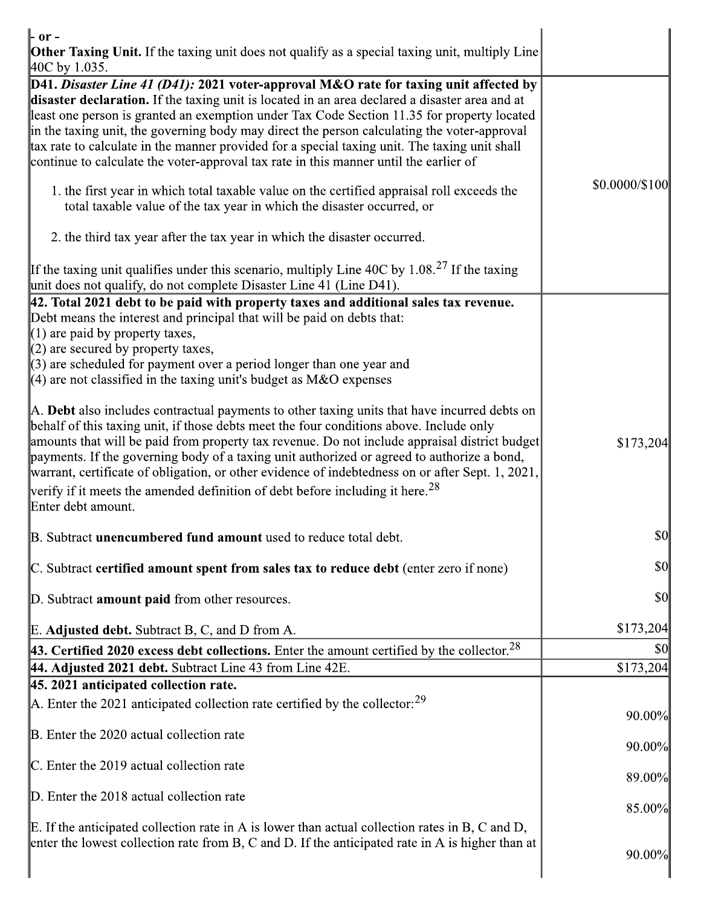| | |
|---|---|
| - or -<br>**Other Taxing Unit.** If the taxing unit does not qualify as a special taxing unit, multiply Line 40C by 1.035. | |
| **D41.** ***Disaster Line 41 (D41):*** **2021 voter-approval M&O rate for taxing unit affected by disaster declaration.** If the taxing unit is located in an area declared a disaster area and at least one person is granted an exemption under Tax Code Section 11.35 for property located in the taxing unit, the governing body may direct the person calculating the voter-approval tax rate to calculate in the manner provided for a special taxing unit. The taxing unit shall continue to calculate the voter-approval tax rate in this manner until the earlier of<br>1. the first year in which total taxable value on the certified appraisal roll exceeds the total taxable value of the tax year in which the disaster occurred, or<br>2. the third tax year after the tax year in which the disaster occurred.<br>If the taxing unit qualifies under this scenario, multiply Line 40C by 1.08.[27] If the taxing unit does not qualify, do not complete Disaster Line 41 (Line D41). | $0.0000/$100 |
| **42. Total 2021 debt to be paid with property taxes and additional sales tax revenue.** Debt means the interest and principal that will be paid on debts that:<br>(1) are paid by property taxes,<br>(2) are secured by property taxes,<br>(3) are scheduled for payment over a period longer than one year and<br>(4) are not classified in the taxing unit's budget as M&O expenses | |
| A. **Debt** also includes contractual payments to other taxing units that have incurred debts on behalf of this taxing unit, if those debts meet the four conditions above. Include only amounts that will be paid from property tax revenue. Do not include appraisal district budget payments. If the governing body of a taxing unit authorized or agreed to authorize a bond, warrant, certificate of obligation, or other evidence of indebtedness on or after Sept. 1, 2021, verify if it meets the amended definition of debt before including it here.[28]<br>Enter debt amount. | $173,204 |
| B. Subtract **unencumbered fund amount** used to reduce total debt. | $0 |
| C. Subtract **certified amount spent from sales tax to reduce debt** (enter zero if none) | $0 |
| D. Subtract **amount paid** from other resources. | $0 |
| E. **Adjusted debt.** Subtract B, C, and D from A. | $173,204 |
| **43. Certified 2020 excess debt collections.** Enter the amount certified by the collector.[28] | $0 |
| **44. Adjusted 2021 debt.** Subtract Line 43 from Line 42E. | $173,204 |
| **45. 2021 anticipated collection rate.** | |
| A. Enter the 2021 anticipated collection rate certified by the collector:[29] | 90.00% |
| B. Enter the 2020 actual collection rate | 90.00% |
| C. Enter the 2019 actual collection rate | 89.00% |
| D. Enter the 2018 actual collection rate | 85.00% |
| E. If the anticipated collection rate in A is lower than actual collection rates in B, C and D, enter the lowest collection rate from B, C and D. If the anticipated rate in A is higher than at | 90.00% |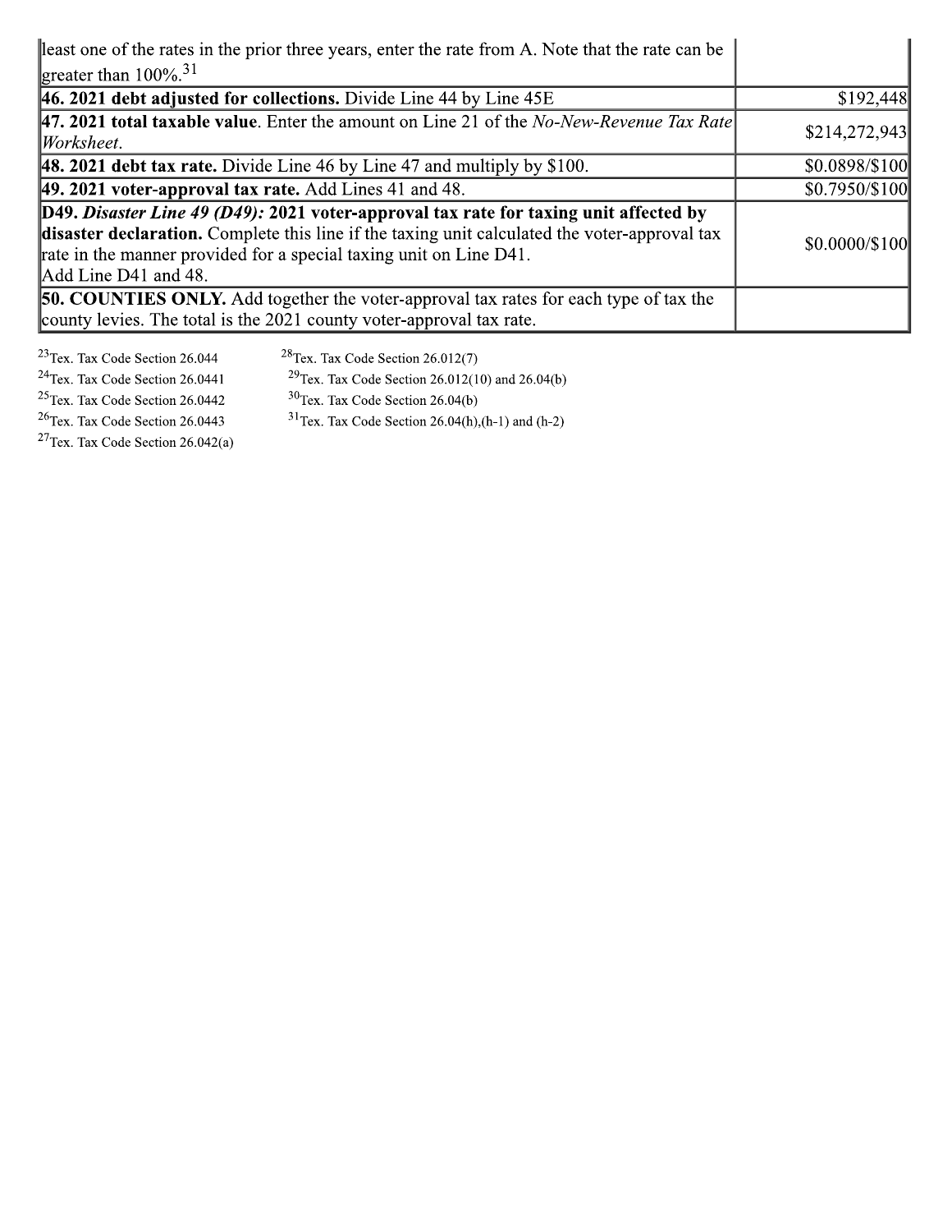| | |
|---|---|
| least one of the rates in the prior three years, enter the rate from A. Note that the rate can be greater than 100%.[31] | |
| **46. 2021 debt adjusted for collections.** Divide Line 44 by Line 45E | $192,448 |
| **47. 2021 total taxable value**. Enter the amount on Line 21 of the *No-New-Revenue Tax Rate Worksheet*. | $214,272,943 |
| **48. 2021 debt tax rate.** Divide Line 46 by Line 47 and multiply by $100. | $0.0898/$100 |
| **49. 2021 voter-approval tax rate.** Add Lines 41 and 48. | $0.7950/$100 |
| **D49.** ***Disaster Line 49 (D49):*** **2021 voter-approval tax rate for taxing unit affected by disaster declaration.** Complete this line if the taxing unit calculated the voter-approval tax rate in the manner provided for a special taxing unit on Line D41. Add Line D41 and 48. | $0.0000/$100 |
| **50. COUNTIES ONLY.** Add together the voter-approval tax rates for each type of tax the county levies. The total is the 2021 county voter-approval tax rate. | |

[23] Tex. Tax Code Section 26.044
[24] Tex. Tax Code Section 26.0441
[25] Tex. Tax Code Section 26.0442
[26] Tex. Tax Code Section 26.0443
[27] Tex. Tax Code Section 26.042(a)
[28] Tex. Tax Code Section 26.012(7)
[29] Tex. Tax Code Section 26.012(10) and 26.04(b)
[30] Tex. Tax Code Section 26.04(b)
[31] Tex. Tax Code Section 26.04(h),(h-1) and (h-2)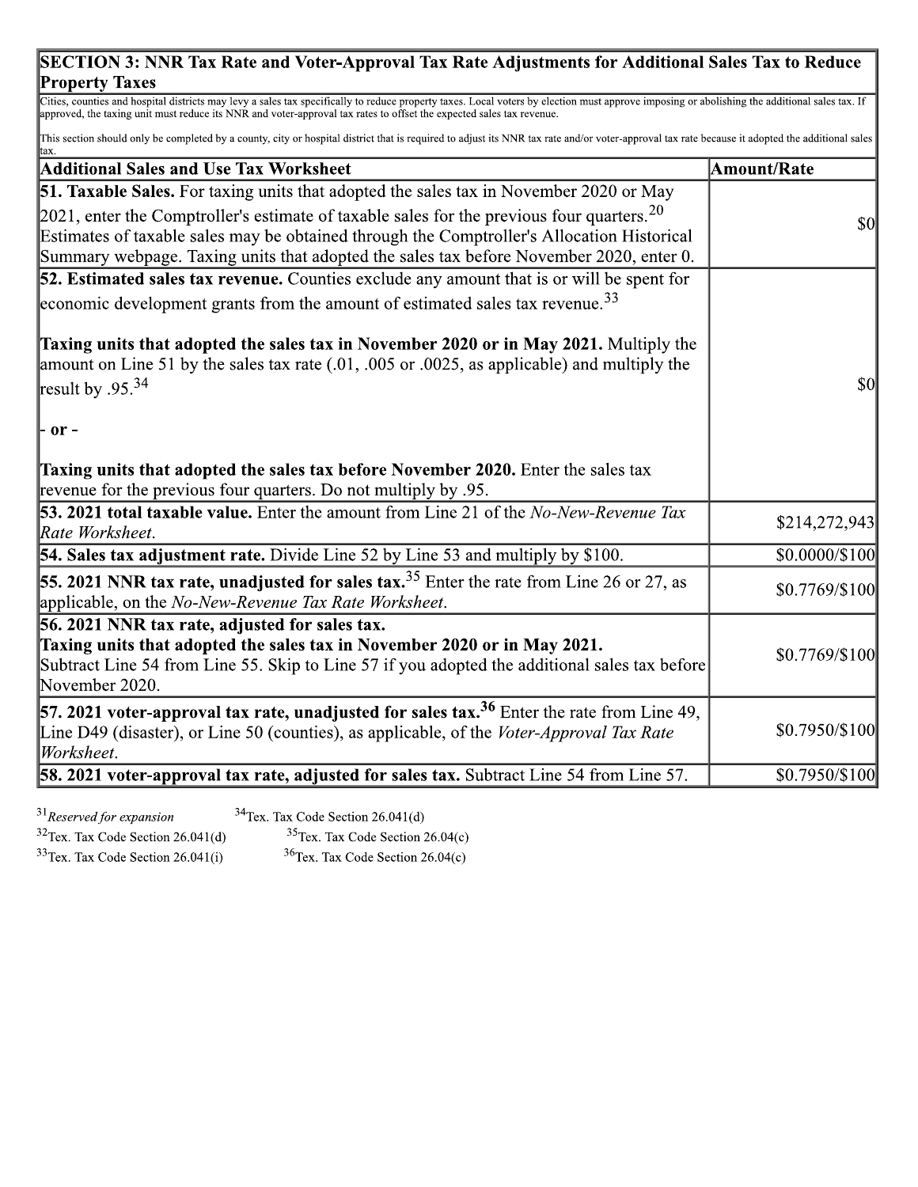## SECTION 3: NNR Tax Rate and Voter-Approval Tax Rate Adjustments for Additional Sales Tax to Reduce Property Taxes

Cities, counties and hospital districts may levy a sales tax specifically to reduce property taxes. Local voters by election must approve imposing or abolishing the additional sales tax. If approved, the taxing unit must reduce its NNR and voter-approval tax rates to offset the expected sales tax revenue.

This section should only be completed by a county, city or hospital district that is required to adjust its NNR tax rate and/or voter-approval tax rate because it adopted the additional sales tax.

| Additional Sales and Use Tax Worksheet | Amount/Rate |
|---|---|
| **51. Taxable Sales.** For taxing units that adopted the sales tax in November 2020 or May 2021, enter the Comptroller's estimate of taxable sales for the previous four quarters.[20] Estimates of taxable sales may be obtained through the Comptroller's Allocation Historical Summary webpage. Taxing units that adopted the sales tax before November 2020, enter 0. | $0 |
| **52. Estimated sales tax revenue.** Counties exclude any amount that is or will be spent for economic development grants from the amount of estimated sales tax revenue.[33] <br><br> **Taxing units that adopted the sales tax in November 2020 or in May 2021.** Multiply the amount on Line 51 by the sales tax rate (.01, .005 or .0025, as applicable) and multiply the result by .95.[34] <br><br> - or - <br><br> **Taxing units that adopted the sales tax before November 2020.** Enter the sales tax revenue for the previous four quarters. Do not multiply by .95. | $0 |
| **53. 2021 total taxable value.** Enter the amount from Line 21 of the *No-New-Revenue Tax Rate Worksheet*. | $214,272,943 |
| **54. Sales tax adjustment rate.** Divide Line 52 by Line 53 and multiply by $100. | $0.0000/$100 |
| **55. 2021 NNR tax rate, unadjusted for sales tax.**[35] Enter the rate from Line 26 or 27, as applicable, on the *No-New-Revenue Tax Rate Worksheet*. | $0.7769/$100 |
| **56. 2021 NNR tax rate, adjusted for sales tax.** <br> **Taxing units that adopted the sales tax in November 2020 or in May 2021.** <br> Subtract Line 54 from Line 55. Skip to Line 57 if you adopted the additional sales tax before November 2020. | $0.7769/$100 |
| **57. 2021 voter-approval tax rate, unadjusted for sales tax.**[36] Enter the rate from Line 49, Line D49 (disaster), or Line 50 (counties), as applicable, of the *Voter-Approval Tax Rate Worksheet*. | $0.7950/$100 |
| **58. 2021 voter-approval tax rate, adjusted for sales tax.** Subtract Line 54 from Line 57. | $0.7950/$100 |

[31] *Reserved for expansion*
[32] Tex. Tax Code Section 26.041(d)
[33] Tex. Tax Code Section 26.041(i)
[34] Tex. Tax Code Section 26.041(d)
[35] Tex. Tax Code Section 26.04(c)
[36] Tex. Tax Code Section 26.04(c)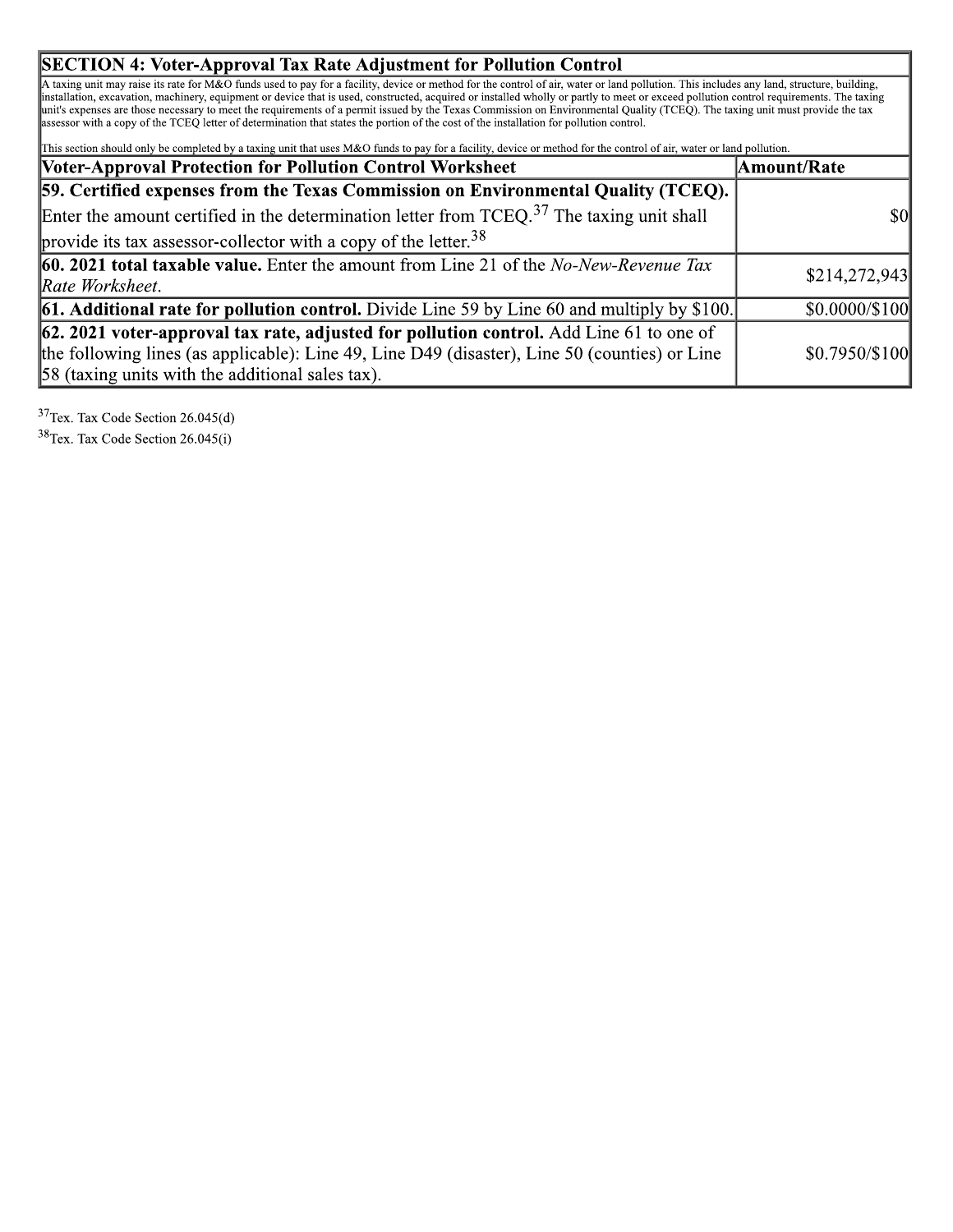## SECTION 4: Voter-Approval Tax Rate Adjustment for Pollution Control

A taxing unit may raise its rate for M&O funds used to pay for a facility, device or method for the control of air, water or land pollution. This includes any land, structure, building, installation, excavation, machinery, equipment or device that is used, constructed, acquired or installed wholly or partly to meet or exceed pollution control requirements. The taxing unit's expenses are those necessary to meet the requirements of a permit issued by the Texas Commission on Environmental Quality (TCEQ). The taxing unit must provide the tax assessor with a copy of the TCEQ letter of determination that states the portion of the cost of the installation for pollution control.

This section should only be completed by a taxing unit that uses M&O funds to pay for a facility, device or method for the control of air, water or land pollution.

| Voter-Approval Protection for Pollution Control Worksheet | Amount/Rate |
| --- | --- |
| **59. Certified expenses from the Texas Commission on Environmental Quality (TCEQ).** Enter the amount certified in the determination letter from TCEQ.[37] The taxing unit shall provide its tax assessor-collector with a copy of the letter.[38] | $0 |
| **60. 2021 total taxable value.** Enter the amount from Line 21 of the *No-New-Revenue Tax Rate Worksheet*. | $214,272,943 |
| **61. Additional rate for pollution control.** Divide Line 59 by Line 60 and multiply by $100. | $0.0000/$100 |
| **62. 2021 voter-approval tax rate, adjusted for pollution control.** Add Line 61 to one of the following lines (as applicable): Line 49, Line D49 (disaster), Line 50 (counties) or Line 58 (taxing units with the additional sales tax). | $0.7950/$100 |

[37] Tex. Tax Code Section 26.045(d)

[38] Tex. Tax Code Section 26.045(i)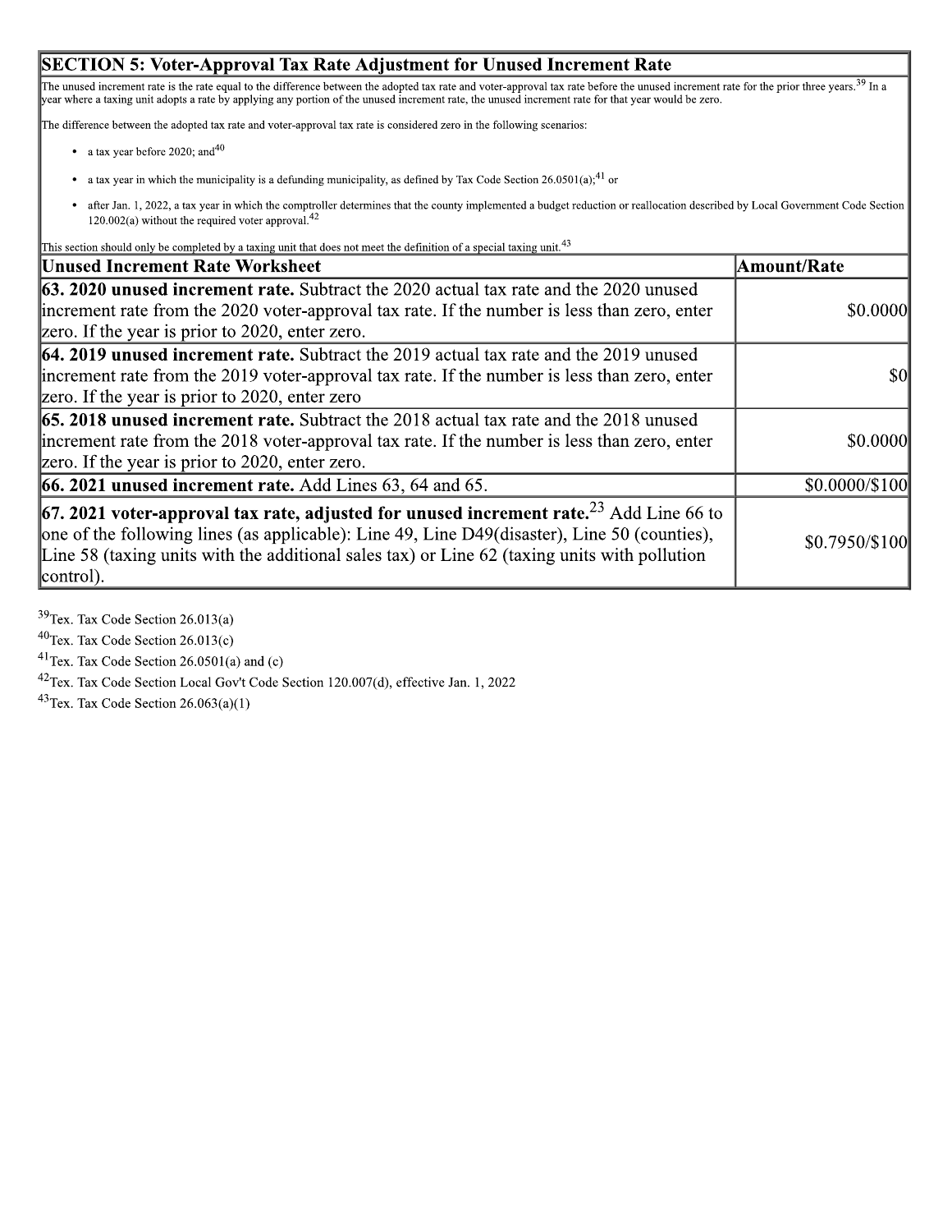## SECTION 5: Voter-Approval Tax Rate Adjustment for Unused Increment Rate

The unused increment rate is the rate equal to the difference between the adopted tax rate and voter-approval tax rate before the unused increment rate for the prior three years.[39] In a year where a taxing unit adopts a rate by applying any portion of the unused increment rate, the unused increment rate for that year would be zero.

The difference between the adopted tax rate and voter-approval tax rate is considered zero in the following scenarios:

- a tax year before 2020; and[40]
- a tax year in which the municipality is a defunding municipality, as defined by Tax Code Section 26.0501(a);[41] or
- after Jan. 1, 2022, a tax year in which the comptroller determines that the county implemented a budget reduction or reallocation described by Local Government Code Section 120.002(a) without the required voter approval.[42]

This section should only be completed by a taxing unit that does not meet the definition of a special taxing unit.[43]

| Unused Increment Rate Worksheet | Amount/Rate |
|---|---|
| **63. 2020 unused increment rate.** Subtract the 2020 actual tax rate and the 2020 unused increment rate from the 2020 voter-approval tax rate. If the number is less than zero, enter zero. If the year is prior to 2020, enter zero. | $0.0000 |
| **64. 2019 unused increment rate.** Subtract the 2019 actual tax rate and the 2019 unused increment rate from the 2019 voter-approval tax rate. If the number is less than zero, enter zero. If the year is prior to 2020, enter zero | $0 |
| **65. 2018 unused increment rate.** Subtract the 2018 actual tax rate and the 2018 unused increment rate from the 2018 voter-approval tax rate. If the number is less than zero, enter zero. If the year is prior to 2020, enter zero. | $0.0000 |
| **66. 2021 unused increment rate.** Add Lines 63, 64 and 65. | $0.0000/$100 |
| **67. 2021 voter-approval tax rate, adjusted for unused increment rate.**[23] Add Line 66 to one of the following lines (as applicable): Line 49, Line D49(disaster), Line 50 (counties), Line 58 (taxing units with the additional sales tax) or Line 62 (taxing units with pollution control). | $0.7950/$100 |

[39] Tex. Tax Code Section 26.013(a)

[40] Tex. Tax Code Section 26.013(c)

[41] Tex. Tax Code Section 26.0501(a) and (c)

[42] Tex. Tax Code Section Local Gov't Code Section 120.007(d), effective Jan. 1, 2022

[43] Tex. Tax Code Section 26.063(a)(1)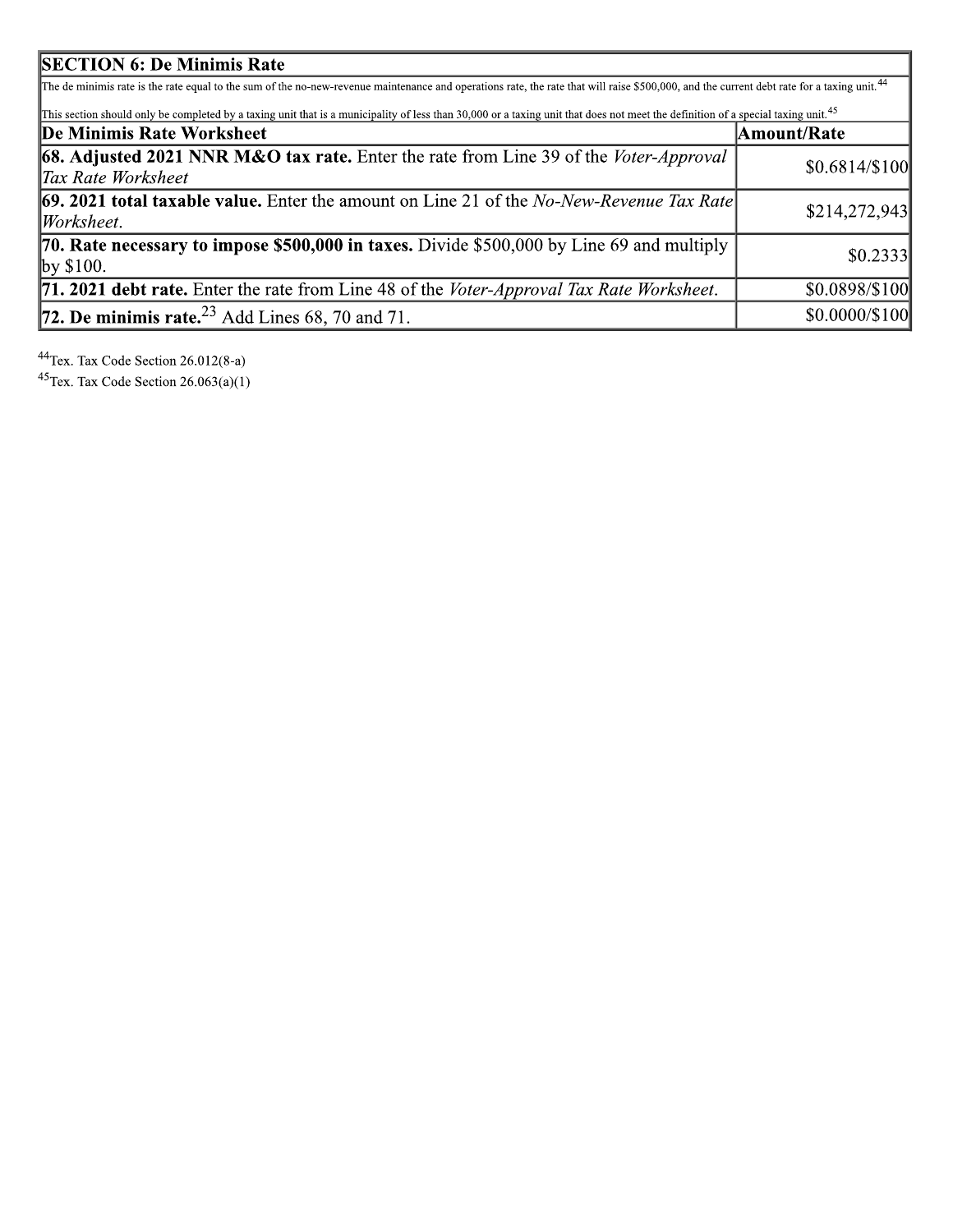| SECTION 6: De Minimis Rate | |
|---|---|
| The de minimis rate is the rate equal to the sum of the no-new-revenue maintenance and operations rate, the rate that will raise $500,000, and the current debt rate for a taxing unit.[44]<br><br>This section should only be completed by a taxing unit that is a municipality of less than 30,000 or a taxing unit that does not meet the definition of a special taxing unit.[45] | |
| **De Minimis Rate Worksheet** | **Amount/Rate** |
| **68. Adjusted 2021 NNR M&O tax rate.** Enter the rate from Line 39 of the *Voter-Approval Tax Rate Worksheet* | $0.6814/$100 |
| **69. 2021 total taxable value.** Enter the amount on Line 21 of the *No-New-Revenue Tax Rate Worksheet*. | $214,272,943 |
| **70. Rate necessary to impose $500,000 in taxes.** Divide $500,000 by Line 69 and multiply by $100. | $0.2333 |
| **71. 2021 debt rate.** Enter the rate from Line 48 of the *Voter-Approval Tax Rate Worksheet*. | $0.0898/$100 |
| **72. De minimis rate.**[23] Add Lines 68, 70 and 71. | $0.0000/$100 |

[44] Tex. Tax Code Section 26.012(8-a)

[45] Tex. Tax Code Section 26.063(a)(1)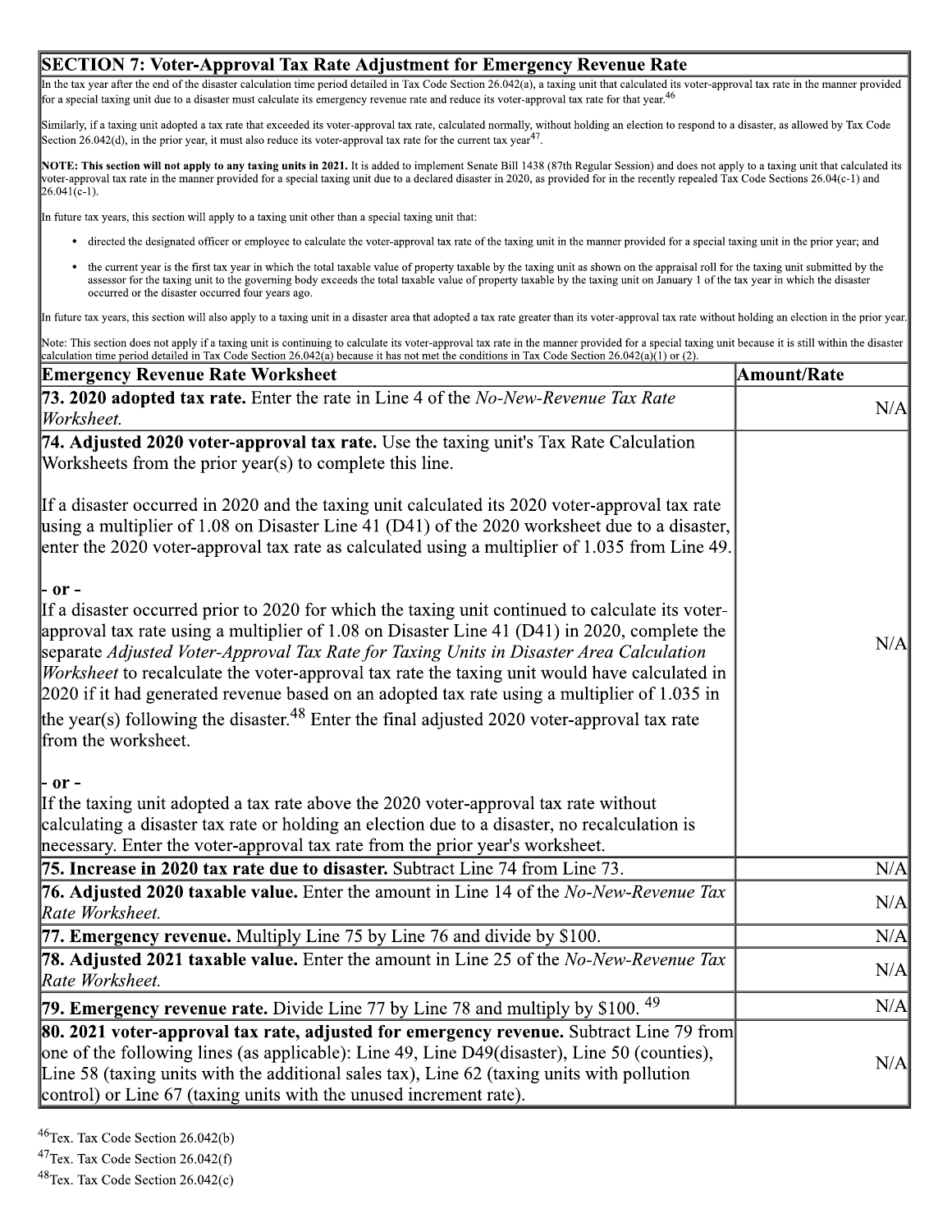## SECTION 7: Voter-Approval Tax Rate Adjustment for Emergency Revenue Rate

In the tax year after the end of the disaster calculation time period detailed in Tax Code Section 26.042(a), a taxing unit that calculated its voter-approval tax rate in the manner provided for a special taxing unit due to a disaster must calculate its emergency revenue rate and reduce its voter-approval tax rate for that year.[46]

Similarly, if a taxing unit adopted a tax rate that exceeded its voter-approval tax rate, calculated normally, without holding an election to respond to a disaster, as allowed by Tax Code Section 26.042(d), in the prior year, it must also reduce its voter-approval tax rate for the current tax year[47].

**NOTE: This section will not apply to any taxing units in 2021.** It is added to implement Senate Bill 1438 (87th Regular Session) and does not apply to a taxing unit that calculated its voter-approval tax rate in the manner provided for a special taxing unit due to a declared disaster in 2020, as provided for in the recently repealed Tax Code Sections 26.04(c-1) and 26.041(c-1).

In future tax years, this section will apply to a taxing unit other than a special taxing unit that:

- directed the designated officer or employee to calculate the voter-approval tax rate of the taxing unit in the manner provided for a special taxing unit in the prior year; and
- the current year is the first tax year in which the total taxable value of property taxable by the taxing unit as shown on the appraisal roll for the taxing unit submitted by the assessor for the taxing unit to the governing body exceeds the total taxable value of property taxable by the taxing unit on January 1 of the tax year in which the disaster occurred or the disaster occurred four years ago.

In future tax years, this section will also apply to a taxing unit in a disaster area that adopted a tax rate greater than its voter-approval tax rate without holding an election in the prior year.

Note: This section does not apply if a taxing unit is continuing to calculate its voter-approval tax rate in the manner provided for a special taxing unit because it is still within the disaster calculation time period detailed in Tax Code Section 26.042(a) because it has not met the conditions in Tax Code Section 26.042(a)(1) or (2).

| Emergency Revenue Rate Worksheet | Amount/Rate |
|---|---|
| **73. 2020 adopted tax rate.** Enter the rate in Line 4 of the *No-New-Revenue Tax Rate Worksheet.* | N/A |
| **74. Adjusted 2020 voter-approval tax rate.** Use the taxing unit's Tax Rate Calculation Worksheets from the prior year(s) to complete this line.<br><br>If a disaster occurred in 2020 and the taxing unit calculated its 2020 voter-approval tax rate using a multiplier of 1.08 on Disaster Line 41 (D41) of the 2020 worksheet due to a disaster, enter the 2020 voter-approval tax rate as calculated using a multiplier of 1.035 from Line 49.<br><br>**- or -**<br>If a disaster occurred prior to 2020 for which the taxing unit continued to calculate its voter-approval tax rate using a multiplier of 1.08 on Disaster Line 41 (D41) in 2020, complete the separate *Adjusted Voter-Approval Tax Rate for Taxing Units in Disaster Area Calculation Worksheet* to recalculate the voter-approval tax rate the taxing unit would have calculated in 2020 if it had generated revenue based on an adopted tax rate using a multiplier of 1.035 in the year(s) following the disaster.[48] Enter the final adjusted 2020 voter-approval tax rate from the worksheet.<br><br>**- or -**<br>If the taxing unit adopted a tax rate above the 2020 voter-approval tax rate without calculating a disaster tax rate or holding an election due to a disaster, no recalculation is necessary. Enter the voter-approval tax rate from the prior year's worksheet. | N/A |
| **75. Increase in 2020 tax rate due to disaster.** Subtract Line 74 from Line 73. | N/A |
| **76. Adjusted 2020 taxable value.** Enter the amount in Line 14 of the *No-New-Revenue Tax Rate Worksheet.* | N/A |
| **77. Emergency revenue.** Multiply Line 75 by Line 76 and divide by $100. | N/A |
| **78. Adjusted 2021 taxable value.** Enter the amount in Line 25 of the *No-New-Revenue Tax Rate Worksheet.* | N/A |
| **79. Emergency revenue rate.** Divide Line 77 by Line 78 and multiply by $100. [49] | N/A |
| **80. 2021 voter-approval tax rate, adjusted for emergency revenue.** Subtract Line 79 from one of the following lines (as applicable): Line 49, Line D49(disaster), Line 50 (counties), Line 58 (taxing units with the additional sales tax), Line 62 (taxing units with pollution control) or Line 67 (taxing units with the unused increment rate). | N/A |

[46] Tex. Tax Code Section 26.042(b)

[47] Tex. Tax Code Section 26.042(f)

[48] Tex. Tax Code Section 26.042(c)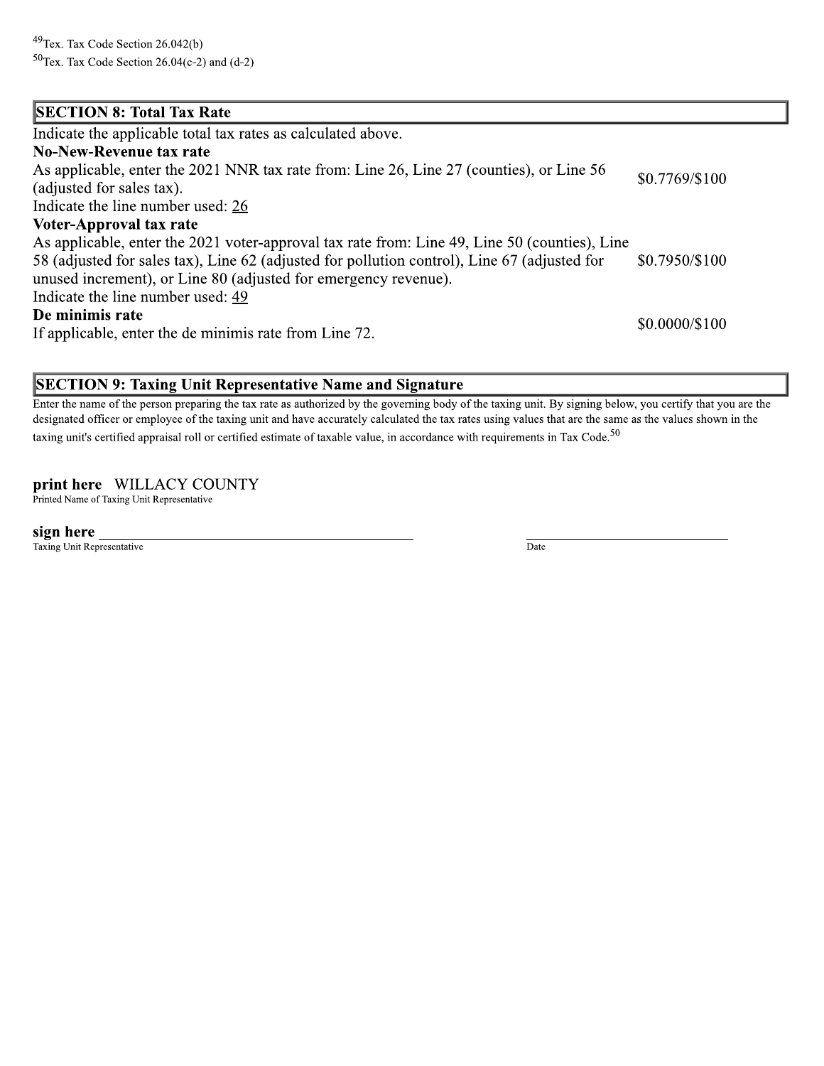[49] Tex. Tax Code Section 26.042(b)

[50] Tex. Tax Code Section 26.04(c-2) and (d-2)

## SECTION 8: Total Tax Rate

Indicate the applicable total tax rates as calculated above.

| | |
|---|---|
| **No-New-Revenue tax rate**<br>As applicable, enter the 2021 NNR tax rate from: Line 26, Line 27 (counties), or Line 56 (adjusted for sales tax).<br>Indicate the line number used: 26 | $0.7769/$100 |
| **Voter-Approval tax rate**<br>As applicable, enter the 2021 voter-approval tax rate from: Line 49, Line 50 (counties), Line 58 (adjusted for sales tax), Line 62 (adjusted for pollution control), Line 67 (adjusted for unused increment), or Line 80 (adjusted for emergency revenue).<br>Indicate the line number used: 49 | $0.7950/$100 |
| **De minimis rate**<br>If applicable, enter the de minimis rate from Line 72. | $0.0000/$100 |

## SECTION 9: Taxing Unit Representative Name and Signature

Enter the name of the person preparing the tax rate as authorized by the governing body of the taxing unit. By signing below, you certify that you are the designated officer or employee of the taxing unit and have accurately calculated the tax rates using values that are the same as the values shown in the taxing unit's certified appraisal roll or certified estimate of taxable value, in accordance with requirements in Tax Code.[50]

**print here** WILLACY COUNTY

Printed Name of Taxing Unit Representative

**sign here** ______________________________ ______________________

Taxing Unit Representative Date